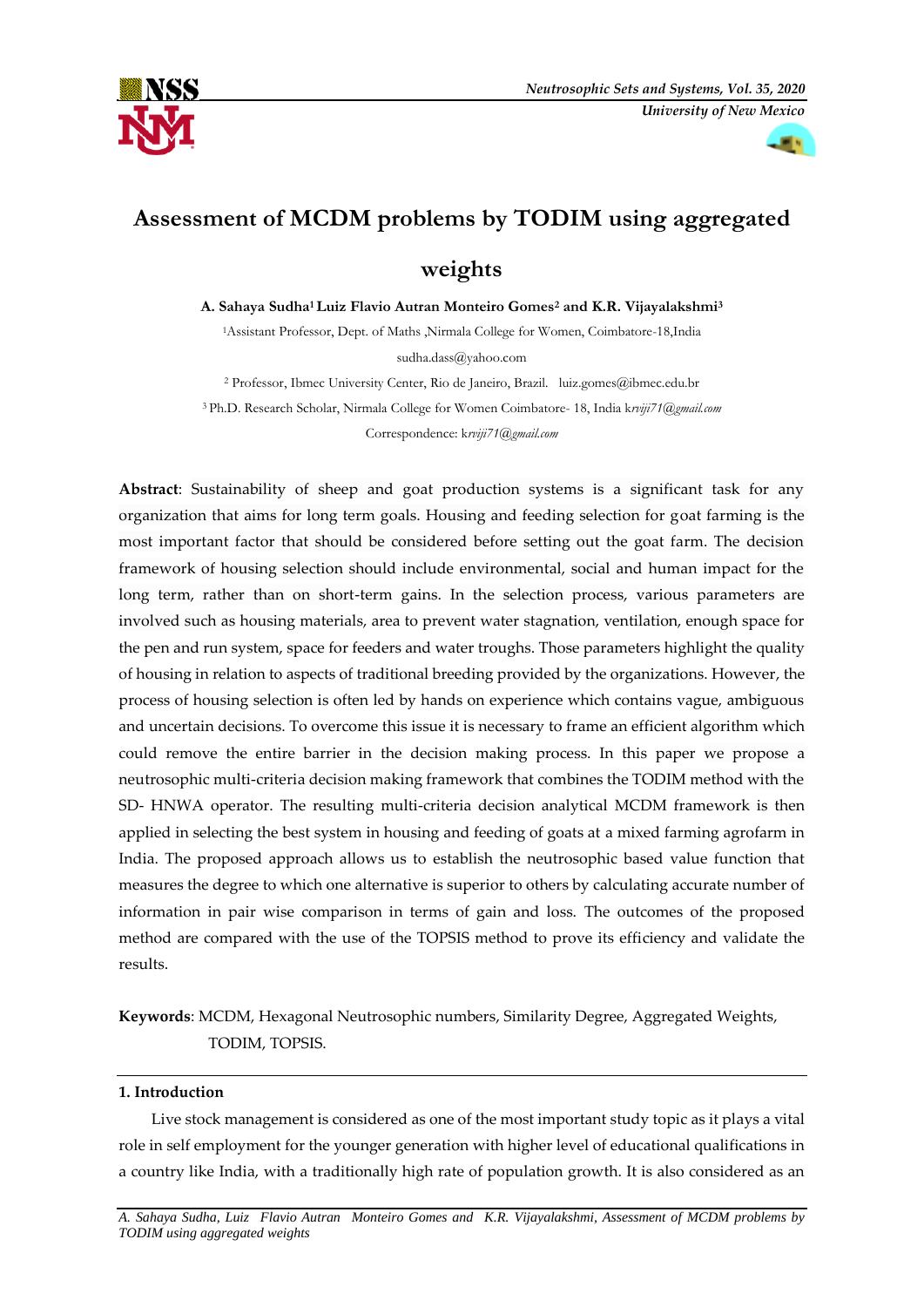# Assessment of MCDM problems by TODIM using aggregated weights

**A. Sahaya Sudha[1] Luiz Flavio Autran Monteiro Gomes[2] and K.R. Vijayalakshmi[3]**

[1]Assistant Professor, Dept. of Maths ,Nirmala College for Women, Coimbatore-18,India

sudha.dass@yahoo.com

[2] Professor, Ibmec University Center, Rio de Janeiro, Brazil. luiz.gomes@ibmec.edu.br

[3] Ph.D. Research Scholar, Nirmala College for Women Coimbatore- 18, India krviji71@gmail.com

Correspondence: krviji71@gmail.com

**Abstract**: Sustainability of sheep and goat production systems is a significant task for any organization that aims for long term goals. Housing and feeding selection for goat farming is the most important factor that should be considered before setting out the goat farm. The decision framework of housing selection should include environmental, social and human impact for the long term, rather than on short-term gains. In the selection process, various parameters are involved such as housing materials, area to prevent water stagnation, ventilation, enough space for the pen and run system, space for feeders and water troughs. Those parameters highlight the quality of housing in relation to aspects of traditional breeding provided by the organizations. However, the process of housing selection is often led by hands on experience which contains vague, ambiguous and uncertain decisions. To overcome this issue it is necessary to frame an efficient algorithm which could remove the entire barrier in the decision making process. In this paper we propose a neutrosophic multi-criteria decision making framework that combines the TODIM method with the SD- HNWA operator. The resulting multi-criteria decision analytical MCDM framework is then applied in selecting the best system in housing and feeding of goats at a mixed farming agrofarm in India. The proposed approach allows us to establish the neutrosophic based value function that measures the degree to which one alternative is superior to others by calculating accurate number of information in pair wise comparison in terms of gain and loss. The outcomes of the proposed method are compared with the use of the TOPSIS method to prove its efficiency and validate the results.

**Keywords**: MCDM, Hexagonal Neutrosophic numbers, Similarity Degree, Aggregated Weights, TODIM, TOPSIS.

## 1. Introduction

Live stock management is considered as one of the most important study topic as it plays a vital role in self employment for the younger generation with higher level of educational qualifications in a country like India, with a traditionally high rate of population growth. It is also considered as an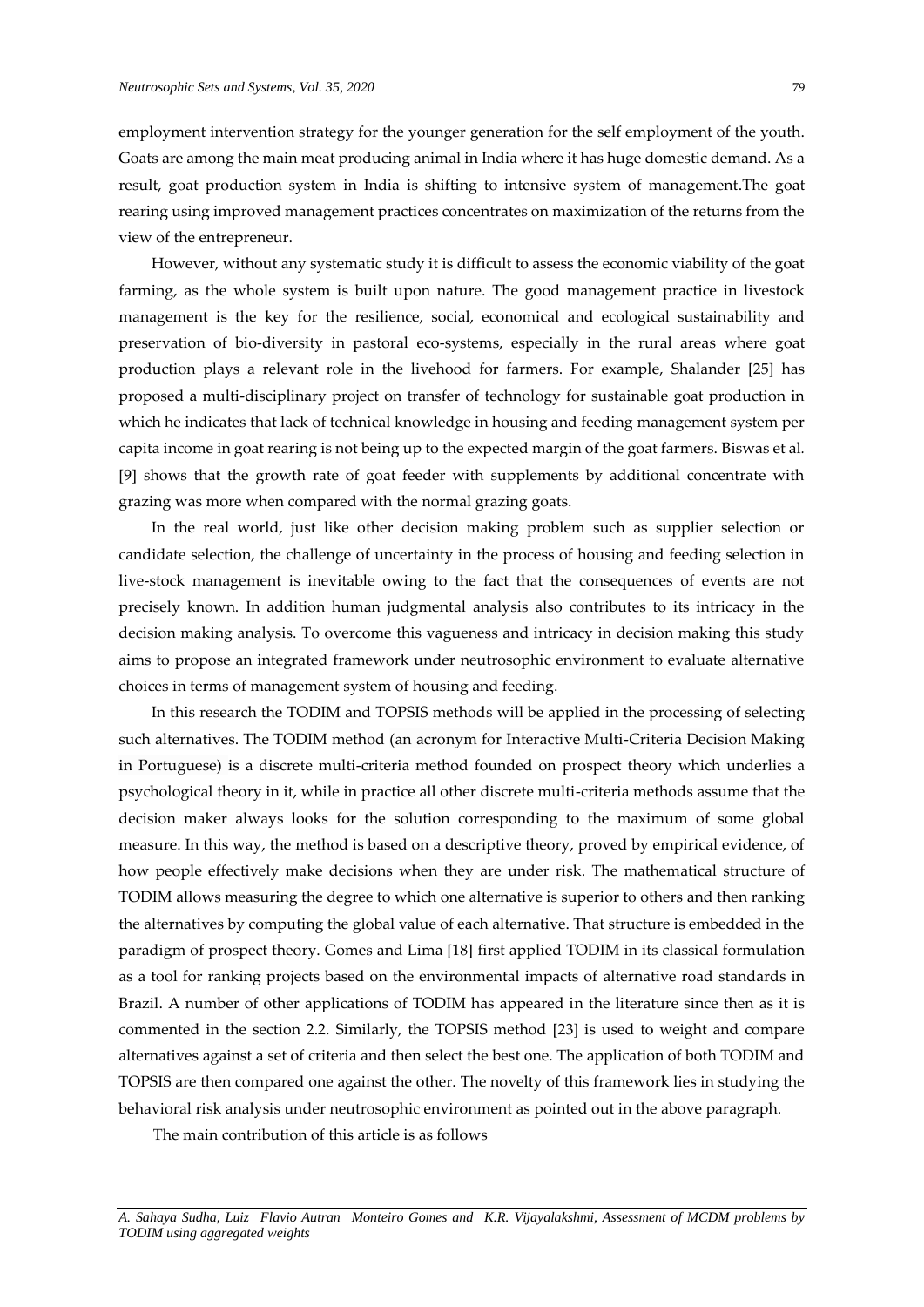employment intervention strategy for the younger generation for the self employment of the youth. Goats are among the main meat producing animal in India where it has huge domestic demand. As a result, goat production system in India is shifting to intensive system of management.The goat rearing using improved management practices concentrates on maximization of the returns from the view of the entrepreneur.

However, without any systematic study it is difficult to assess the economic viability of the goat farming, as the whole system is built upon nature. The good management practice in livestock management is the key for the resilience, social, economical and ecological sustainability and preservation of bio-diversity in pastoral eco-systems, especially in the rural areas where goat production plays a relevant role in the livehood for farmers. For example, Shalander [25] has proposed a multi-disciplinary project on transfer of technology for sustainable goat production in which he indicates that lack of technical knowledge in housing and feeding management system per capita income in goat rearing is not being up to the expected margin of the goat farmers. Biswas et al. [9] shows that the growth rate of goat feeder with supplements by additional concentrate with grazing was more when compared with the normal grazing goats.

In the real world, just like other decision making problem such as supplier selection or candidate selection, the challenge of uncertainty in the process of housing and feeding selection in live-stock management is inevitable owing to the fact that the consequences of events are not precisely known. In addition human judgmental analysis also contributes to its intricacy in the decision making analysis. To overcome this vagueness and intricacy in decision making this study aims to propose an integrated framework under neutrosophic environment to evaluate alternative choices in terms of management system of housing and feeding.

In this research the TODIM and TOPSIS methods will be applied in the processing of selecting such alternatives. The TODIM method (an acronym for Interactive Multi-Criteria Decision Making in Portuguese) is a discrete multi-criteria method founded on prospect theory which underlies a psychological theory in it, while in practice all other discrete multi-criteria methods assume that the decision maker always looks for the solution corresponding to the maximum of some global measure. In this way, the method is based on a descriptive theory, proved by empirical evidence, of how people effectively make decisions when they are under risk. The mathematical structure of TODIM allows measuring the degree to which one alternative is superior to others and then ranking the alternatives by computing the global value of each alternative. That structure is embedded in the paradigm of prospect theory. Gomes and Lima [18] first applied TODIM in its classical formulation as a tool for ranking projects based on the environmental impacts of alternative road standards in Brazil. A number of other applications of TODIM has appeared in the literature since then as it is commented in the section 2.2. Similarly, the TOPSIS method [23] is used to weight and compare alternatives against a set of criteria and then select the best one. The application of both TODIM and TOPSIS are then compared one against the other. The novelty of this framework lies in studying the behavioral risk analysis under neutrosophic environment as pointed out in the above paragraph.

The main contribution of this article is as follows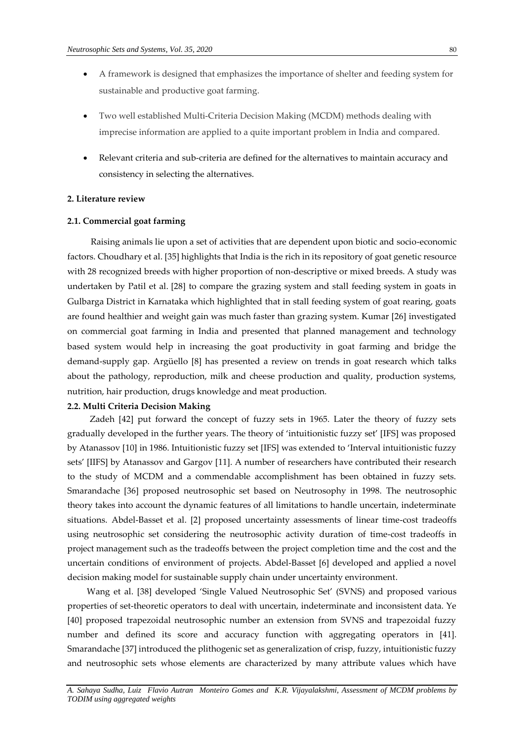- A framework is designed that emphasizes the importance of shelter and feeding system for sustainable and productive goat farming.

- Two well established Multi-Criteria Decision Making (MCDM) methods dealing with imprecise information are applied to a quite important problem in India and compared.

- Relevant criteria and sub-criteria are defined for the alternatives to maintain accuracy and consistency in selecting the alternatives.

## 2. Literature review

### 2.1. Commercial goat farming

Raising animals lie upon a set of activities that are dependent upon biotic and socio-economic factors. Choudhary et al. [35] highlights that India is the rich in its repository of goat genetic resource with 28 recognized breeds with higher proportion of non-descriptive or mixed breeds. A study was undertaken by Patil et al. [28] to compare the grazing system and stall feeding system in goats in Gulbarga District in Karnataka which highlighted that in stall feeding system of goat rearing, goats are found healthier and weight gain was much faster than grazing system. Kumar [26] investigated on commercial goat farming in India and presented that planned management and technology based system would help in increasing the goat productivity in goat farming and bridge the demand-supply gap. Argüello [8] has presented a review on trends in goat research which talks about the pathology, reproduction, milk and cheese production and quality, production systems, nutrition, hair production, drugs knowledge and meat production.

### 2.2. Multi Criteria Decision Making

Zadeh [42] put forward the concept of fuzzy sets in 1965. Later the theory of fuzzy sets gradually developed in the further years. The theory of 'intuitionistic fuzzy set' [IFS] was proposed by Atanassov [10] in 1986. Intuitionistic fuzzy set [IFS] was extended to 'Interval intuitionistic fuzzy sets' [IIFS] by Atanassov and Gargov [11]. A number of researchers have contributed their research to the study of MCDM and a commendable accomplishment has been obtained in fuzzy sets. Smarandache [36] proposed neutrosophic set based on Neutrosophy in 1998. The neutrosophic theory takes into account the dynamic features of all limitations to handle uncertain, indeterminate situations. Abdel-Basset et al. [2] proposed uncertainty assessments of linear time-cost tradeoffs using neutrosophic set considering the neutrosophic activity duration of time-cost tradeoffs in project management such as the tradeoffs between the project completion time and the cost and the uncertain conditions of environment of projects. Abdel-Basset [6] developed and applied a novel decision making model for sustainable supply chain under uncertainty environment.

Wang et al. [38] developed 'Single Valued Neutrosophic Set' (SVNS) and proposed various properties of set-theoretic operators to deal with uncertain, indeterminate and inconsistent data. Ye [40] proposed trapezoidal neutrosophic number an extension from SVNS and trapezoidal fuzzy number and defined its score and accuracy function with aggregating operators in [41]. Smarandache [37] introduced the plithogenic set as generalization of crisp, fuzzy, intuitionistic fuzzy and neutrosophic sets whose elements are characterized by many attribute values which have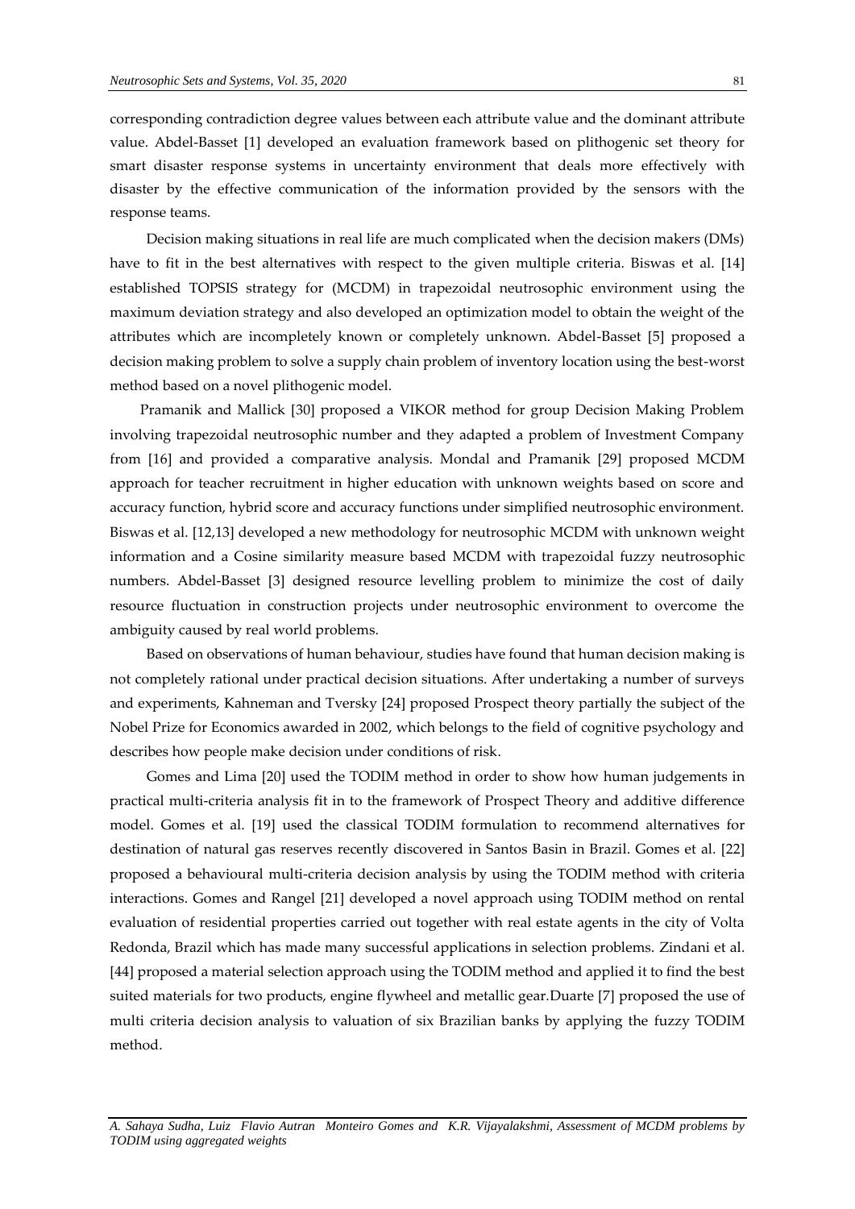corresponding contradiction degree values between each attribute value and the dominant attribute value. Abdel-Basset [1] developed an evaluation framework based on plithogenic set theory for smart disaster response systems in uncertainty environment that deals more effectively with disaster by the effective communication of the information provided by the sensors with the response teams.

Decision making situations in real life are much complicated when the decision makers (DMs) have to fit in the best alternatives with respect to the given multiple criteria. Biswas et al. [14] established TOPSIS strategy for (MCDM) in trapezoidal neutrosophic environment using the maximum deviation strategy and also developed an optimization model to obtain the weight of the attributes which are incompletely known or completely unknown. Abdel-Basset [5] proposed a decision making problem to solve a supply chain problem of inventory location using the best-worst method based on a novel plithogenic model.

Pramanik and Mallick [30] proposed a VIKOR method for group Decision Making Problem involving trapezoidal neutrosophic number and they adapted a problem of Investment Company from [16] and provided a comparative analysis. Mondal and Pramanik [29] proposed MCDM approach for teacher recruitment in higher education with unknown weights based on score and accuracy function, hybrid score and accuracy functions under simplified neutrosophic environment. Biswas et al. [12,13] developed a new methodology for neutrosophic MCDM with unknown weight information and a Cosine similarity measure based MCDM with trapezoidal fuzzy neutrosophic numbers. Abdel-Basset [3] designed resource levelling problem to minimize the cost of daily resource fluctuation in construction projects under neutrosophic environment to overcome the ambiguity caused by real world problems.

Based on observations of human behaviour, studies have found that human decision making is not completely rational under practical decision situations. After undertaking a number of surveys and experiments, Kahneman and Tversky [24] proposed Prospect theory partially the subject of the Nobel Prize for Economics awarded in 2002, which belongs to the field of cognitive psychology and describes how people make decision under conditions of risk.

Gomes and Lima [20] used the TODIM method in order to show how human judgements in practical multi-criteria analysis fit in to the framework of Prospect Theory and additive difference model. Gomes et al. [19] used the classical TODIM formulation to recommend alternatives for destination of natural gas reserves recently discovered in Santos Basin in Brazil. Gomes et al. [22] proposed a behavioural multi-criteria decision analysis by using the TODIM method with criteria interactions. Gomes and Rangel [21] developed a novel approach using TODIM method on rental evaluation of residential properties carried out together with real estate agents in the city of Volta Redonda, Brazil which has made many successful applications in selection problems. Zindani et al. [44] proposed a material selection approach using the TODIM method and applied it to find the best suited materials for two products, engine flywheel and metallic gear.Duarte [7] proposed the use of multi criteria decision analysis to valuation of six Brazilian banks by applying the fuzzy TODIM method.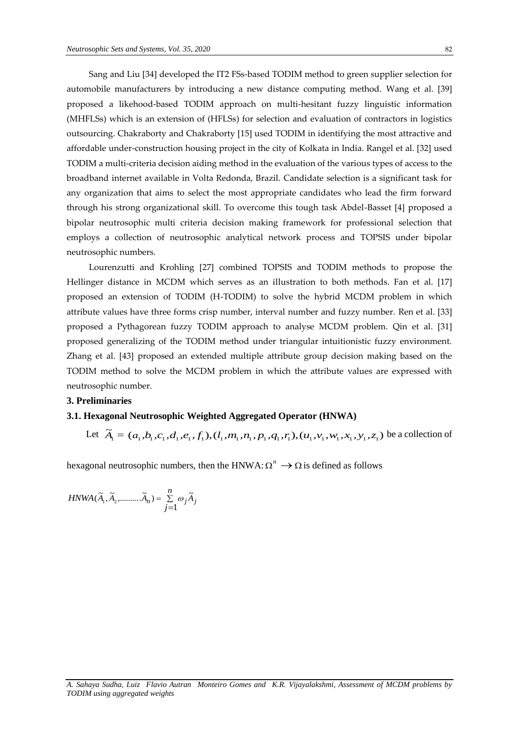Sang and Liu [34] developed the IT2 FSs-based TODIM method to green supplier selection for automobile manufacturers by introducing a new distance computing method. Wang et al. [39] proposed a likehood-based TODIM approach on multi-hesitant fuzzy linguistic information (MHFLSs) which is an extension of (HFLSs) for selection and evaluation of contractors in logistics outsourcing. Chakraborty and Chakraborty [15] used TODIM in identifying the most attractive and affordable under-construction housing project in the city of Kolkata in India. Rangel et al. [32] used TODIM a multi-criteria decision aiding method in the evaluation of the various types of access to the broadband internet available in Volta Redonda, Brazil. Candidate selection is a significant task for any organization that aims to select the most appropriate candidates who lead the firm forward through his strong organizational skill. To overcome this tough task Abdel-Basset [4] proposed a bipolar neutrosophic multi criteria decision making framework for professional selection that employs a collection of neutrosophic analytical network process and TOPSIS under bipolar neutrosophic numbers.

Lourenzutti and Krohling [27] combined TOPSIS and TODIM methods to propose the Hellinger distance in MCDM which serves as an illustration to both methods. Fan et al. [17] proposed an extension of TODIM (H-TODIM) to solve the hybrid MCDM problem in which attribute values have three forms crisp number, interval number and fuzzy number. Ren et al. [33] proposed a Pythagorean fuzzy TODIM approach to analyse MCDM problem. Qin et al. [31] proposed generalizing of the TODIM method under triangular intuitionistic fuzzy environment. Zhang et al. [43] proposed an extended multiple attribute group decision making based on the TODIM method to solve the MCDM problem in which the attribute values are expressed with neutrosophic number.

## 3. Preliminaries

### 3.1. Hexagonal Neutrosophic Weighted Aggregated Operator (HNWA)

Let $\widetilde{A}_1 = (a_1, b_1, c_1, d_1, e_1, f_1), (l_1, m_1, n_1, p_1, q_1, r_1), (u_1, v_1, w_1, x_1, y_1, z_1)$ be a collection of hexagonal neutrosophic numbers, then the HNWA: $\Omega^n \rightarrow \Omega$ is defined as follows

$$HNWA(\widetilde{A}_1, \widetilde{A}_2, \ldots\ldots\ldots\widetilde{A}_n) = \sum_{j=1}^{n} \omega_j \widetilde{A}_j$$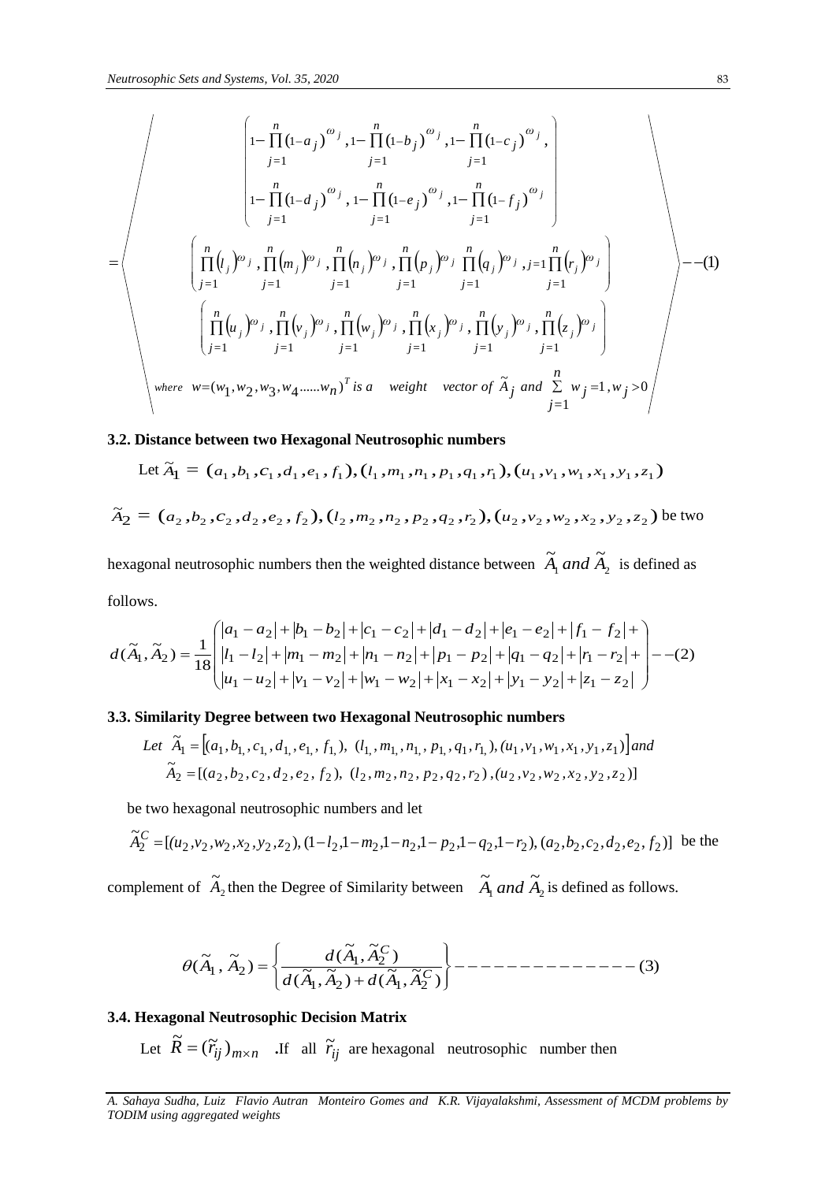$$
= \left\langle \begin{array}{c} \left( \begin{array}{c} 1-\prod_{j=1}^{n}(1-a_j)^{\omega_j}, 1-\prod_{j=1}^{n}(1-b_j)^{\omega_j}, 1-\prod_{j=1}^{n}(1-c_j)^{\omega_j}, \\ 1-\prod_{j=1}^{n}(1-d_j)^{\omega_j}, 1-\prod_{j=1}^{n}(1-e_j)^{\omega_j}, 1-\prod_{j=1}^{n}(1-f_j)^{\omega_j} \end{array} \right) \\ \left( \prod_{j=1}^{n}(l_j)^{\omega_j}, \prod_{j=1}^{n}(m_j)^{\omega_j}, \prod_{j=1}^{n}(n_j)^{\omega_j}, \prod_{j=1}^{n}(p_j)^{\omega_j}, \prod_{j=1}^{n}(q_j)^{\omega_j}, \prod_{j=1}^{n}(r_j)^{\omega_j} \right) \\ \left( \prod_{j=1}^{n}(u_j)^{\omega_j}, \prod_{j=1}^{n}(v_j)^{\omega_j}, \prod_{j=1}^{n}(w_j)^{\omega_j}, \prod_{j=1}^{n}(x_j)^{\omega_j}, \prod_{j=1}^{n}(y_j)^{\omega_j}, \prod_{j=1}^{n}(z_j)^{\omega_j} \right) \\ \text{where } w=(w_1,w_2,w_3,w_4......w_n)^T \text{ is a weight vector of } \tilde{A}_j \text{ and } \sum_{j=1}^{n} w_j = 1, w_j > 0 \end{array} \right\rangle --(1)
$$

### 3.2. Distance between two Hexagonal Neutrosophic numbers

Let $\tilde{A}_1 = (a_1, b_1, c_1, d_1, e_1, f_1), (l_1, m_1, n_1, p_1, q_1, r_1), (u_1, v_1, w_1, x_1, y_1, z_1)$

$\tilde{A}_2 = (a_2, b_2, c_2, d_2, e_2, f_2), (l_2, m_2, n_2, p_2, q_2, r_2), (u_2, v_2, w_2, x_2, y_2, z_2)$ be two hexagonal neutrosophic numbers then the weighted distance between $\tilde{A}_1$ *and* $\tilde{A}_2$ is defined as follows.

$$
d(\tilde{A}_1, \tilde{A}_2) = \frac{1}{18} \left( \begin{array}{l} |a_1 - a_2| + |b_1 - b_2| + |c_1 - c_2| + |d_1 - d_2| + |e_1 - e_2| + |f_1 - f_2| + \\ |l_1 - l_2| + |m_1 - m_2| + |n_1 - n_2| + |p_1 - p_2| + |q_1 - q_2| + |r_1 - r_2| + \\ |u_1 - u_2| + |v_1 - v_2| + |w_1 - w_2| + |x_1 - x_2| + |y_1 - y_2| + |z_1 - z_2| \end{array} \right) --(2)
$$

### 3.3. Similarity Degree between two Hexagonal Neutrosophic numbers

*Let* $\tilde{A}_1 = [(a_1, b_1, c_1, d_1, e_1, f_1), (l_1, m_1, n_1, p_1, q_1, r_1), (u_1, v_1, w_1, x_1, y_1, z_1)]$ *and*

$\tilde{A}_2 = [(a_2, b_2, c_2, d_2, e_2, f_2), (l_2, m_2, n_2, p_2, q_2, r_2), (u_2, v_2, w_2, x_2, y_2, z_2)]$

be two hexagonal neutrosophic numbers and let

$\tilde{A}_2^C = [(u_2, v_2, w_2, x_2, y_2, z_2), (1-l_2, 1-m_2, 1-n_2, 1-p_2, 1-q_2, 1-r_2), (a_2, b_2, c_2, d_2, e_2, f_2)]$ be the complement of $\tilde{A}_2$ then the Degree of Similarity between $\tilde{A}_1$ *and* $\tilde{A}_2$ is defined as follows.

$$
\theta(\tilde{A}_1, \tilde{A}_2) = \left\{ \frac{d(\tilde{A}_1, \tilde{A}_2^C)}{d(\tilde{A}_1, \tilde{A}_2) + d(\tilde{A}_1, \tilde{A}_2^C)} \right\} -------------- (3)
$$

### 3.4. Hexagonal Neutrosophic Decision Matrix

Let $\tilde{R} = (\tilde{r}_{ij})_{m \times n}$ .If all $\tilde{r}_{ij}$ are hexagonal neutrosophic number then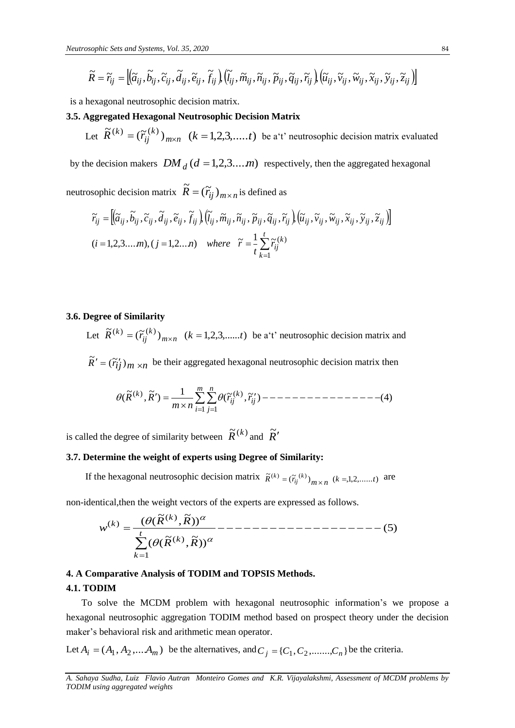$$\widetilde{R} = \widetilde{r}_{ij} = \left[\left(\widetilde{a}_{ij}, \widetilde{b}_{ij}, \widetilde{c}_{ij}, \widetilde{d}_{ij}, \widetilde{e}_{ij}, \widetilde{f}_{ij}\right), \left(\widetilde{l}_{ij}, \widetilde{m}_{ij}, \widetilde{n}_{ij}, \widetilde{p}_{ij}, \widetilde{q}_{ij}, \widetilde{r}_{ij}\right), \left(\widetilde{u}_{ij}, \widetilde{v}_{ij}, \widetilde{w}_{ij}, \widetilde{x}_{ij}, \widetilde{y}_{ij}, \widetilde{z}_{ij}\right)\right]$$

is a hexagonal neutrosophic decision matrix.

### 3.5. Aggregated Hexagonal Neutrosophic Decision Matrix

Let $\widetilde{R}^{(k)} = (\widetilde{r}_{ij}^{(k)})_{m\times n} \quad (k = 1,2,3,.....t)$ be a't' neutrosophic decision matrix evaluated by the decision makers $DM_d\,(d = 1,2,3....m)$ respectively, then the aggregated hexagonal neutrosophic decision matrix $\widetilde{R} = (\widetilde{r}_{ij})_{m\times n}$ is defined as

$$\widetilde{r}_{ij} = \left[\left(\widetilde{a}_{ij}, \widetilde{b}_{ij}, \widetilde{c}_{ij}, \widetilde{d}_{ij}, \widetilde{e}_{ij}, \widetilde{f}_{ij}\right), \left(\widetilde{l}_{ij}, \widetilde{m}_{ij}, \widetilde{n}_{ij}, \widetilde{p}_{ij}, \widetilde{q}_{ij}, \widetilde{r}_{ij}\right), \left(\widetilde{u}_{ij}, \widetilde{v}_{ij}, \widetilde{w}_{ij}, \widetilde{x}_{ij}, \widetilde{y}_{ij}, \widetilde{z}_{ij}\right)\right]$$

$$(i = 1,2,3....m), (j = 1,2...n) \quad where \quad \widetilde{r} = \frac{1}{t}\sum_{k=1}^{t}\widetilde{r}_{ij}^{(k)}$$

### 3.6. Degree of Similarity

Let $\widetilde{R}^{(k)} = (\widetilde{r}_{ij}^{(k)})_{m\times n} \quad (k = 1,2,3,......t)$ be a't' neutrosophic decision matrix and

$\widetilde{R}' = (\widetilde{r}_{ij}')_{m\times n}$ be their aggregated hexagonal neutrosophic decision matrix then

$$\theta(\widetilde{R}^{(k)}, \widetilde{R}') = \frac{1}{m\times n}\sum_{i=1}^{m}\sum_{j=1}^{n}\theta(\widetilde{r}_{ij}^{(k)}, \widetilde{r}_{ij}') \text{ ---------------(4)}$$

is called the degree of similarity between $\widetilde{R}^{(k)}$ and $\widetilde{R}'$

### 3.7. Determine the weight of experts using Degree of Similarity:

If the hexagonal neutrosophic decision matrix $\widetilde{R}^{(k)} = (\widetilde{r}_{ij}^{(k)})_{m\times n} \quad (k = 1,2,......t)$ are non-identical,then the weight vectors of the experts are expressed as follows.

$$w^{(k)} = \frac{(\theta(\widetilde{R}^{(k)}, \widetilde{R}))^{\alpha}}{\sum_{k=1}^{t}(\theta(\widetilde{R}^{(k)}, \widetilde{R}))^{\alpha}} \text{ -------------------(5)}$$

## 4. A Comparative Analysis of TODIM and TOPSIS Methods.

### 4.1. TODIM

To solve the MCDM problem with hexagonal neutrosophic information's we propose a hexagonal neutrosophic aggregation TODIM method based on prospect theory under the decision maker's behavioral risk and arithmetic mean operator.

Let $A_i = (A_1, A_2, ....A_m)$ be the alternatives, and $C_j = \{C_1, C_2, ........, C_n\}$ be the criteria.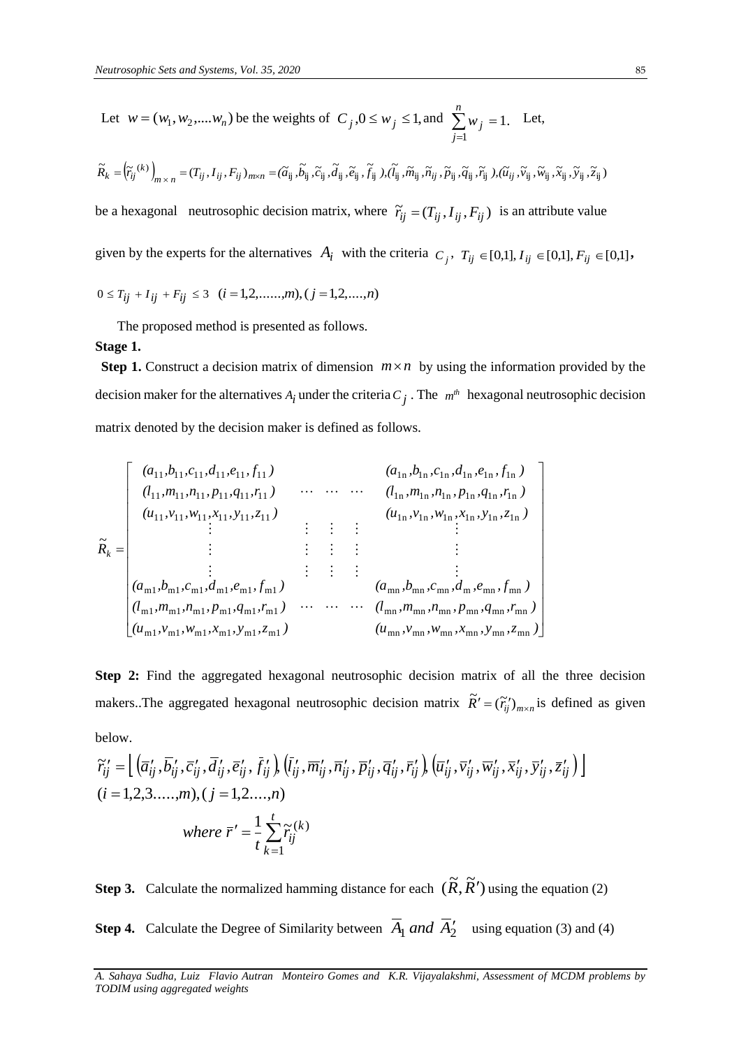Let $w = (w_1, w_2, ....w_n)$ be the weights of $C_j, 0 \le w_j \le 1$, and $\sum_{j=1}^{n} w_j = 1.$ Let,

$$\tilde{R}_k = \left(\tilde{r}_{ij}^{(k)}\right)_{m \times n} = (T_{ij}, I_{ij}, F_{ij})_{m \times n} = (\tilde{a}_{ij}, \tilde{b}_{ij}, \tilde{c}_{ij}, \tilde{d}_{ij}, \tilde{e}_{ij}, \tilde{f}_{ij}), (\tilde{l}_{ij}, \tilde{m}_{ij}, \tilde{n}_{ij}, \tilde{p}_{ij}, \tilde{q}_{ij}, \tilde{r}_{ij}), (\tilde{u}_{ij}, \tilde{v}_{ij}, \tilde{w}_{ij}, \tilde{x}_{ij}, \tilde{y}_{ij}, \tilde{z}_{ij})$$

be a hexagonal neutrosophic decision matrix, where $\tilde{r}_{ij} = (T_{ij}, I_{ij}, F_{ij})$ is an attribute value given by the experts for the alternatives $A_i$ with the criteria $C_j$, $T_{ij} \in [0,1], I_{ij} \in [0,1], F_{ij} \in [0,1]$,

$0 \le T_{ij} + I_{ij} + F_{ij} \le 3 \quad (i = 1,2,......,m), (j = 1,2,....,n)$

The proposed method is presented as follows.

**Stage 1.**

**Step 1.** Construct a decision matrix of dimension $m \times n$ by using the information provided by the decision maker for the alternatives $A_i$ under the criteria $C_j$. The $m^{th}$ hexagonal neutrosophic decision matrix denoted by the decision maker is defined as follows.

$$\tilde{R}_k = \begin{bmatrix} (a_{11}, b_{11}, c_{11}, d_{11}, e_{11}, f_{11}) & & (a_{1n}, b_{1n}, c_{1n}, d_{1n}, e_{1n}, f_{1n}) \\ (l_{11}, m_{11}, n_{11}, p_{11}, q_{11}, r_{11}) & \cdots \cdots \cdots & (l_{1n}, m_{1n}, n_{1n}, p_{1n}, q_{1n}, r_{1n}) \\ (u_{11}, v_{11}, w_{11}, x_{11}, y_{11}, z_{11}) & & (u_{1n}, v_{1n}, w_{1n}, x_{1n}, y_{1n}, z_{1n}) \\ \vdots & \vdots \quad \vdots \quad \vdots & \vdots \\ \vdots & \vdots \quad \vdots \quad \vdots & \vdots \\ \vdots & \vdots \quad \vdots \quad \vdots & \vdots \\ (a_{m1}, b_{m1}, c_{m1}, d_{m1}, e_{m1}, f_{m1}) & & (a_{mn}, b_{mn}, c_{mn}, d_{m}, e_{mn}, f_{mn}) \\ (l_{m1}, m_{m1}, n_{m1}, p_{m1}, q_{m1}, r_{m1}) & \cdots \cdots \cdots & (l_{mn}, m_{mn}, n_{mn}, p_{mn}, q_{mn}, r_{mn}) \\ (u_{m1}, v_{m1}, w_{m1}, x_{m1}, y_{m1}, z_{m1}) & & (u_{mn}, v_{mn}, w_{mn}, x_{mn}, y_{mn}, z_{mn}) \end{bmatrix}$$

**Step 2:** Find the aggregated hexagonal neutrosophic decision matrix of all the three decision makers..The aggregated hexagonal neutrosophic decision matrix $\tilde{R}' = (\tilde{r}'_{ij})_{m \times n}$ is defined as given below.

$$\tilde{r}'_{ij} = \left\lfloor \left(\bar{a}'_{ij}, \bar{b}'_{ij}, \bar{c}'_{ij}, \bar{d}'_{ij}, \bar{e}'_{ij}, \bar{f}'_{ij}\right), \left(\bar{l}'_{ij}, \bar{m}'_{ij}, \bar{n}'_{ij}, \bar{p}'_{ij}, \bar{q}'_{ij}, \bar{r}'_{ij}\right), \left(\bar{u}'_{ij}, \bar{v}'_{ij}, \bar{w}'_{ij}, \bar{x}'_{ij}, \bar{y}'_{ij}, \bar{z}'_{ij}\right) \right\rfloor$$

$$(i = 1,2,3.....,m), (j = 1,2....,n)$$

$$where\ \bar{r}' = \frac{1}{t} \sum_{k=1}^{t} \tilde{r}_{ij}^{(k)}$$

**Step 3.** Calculate the normalized hamming distance for each $(\tilde{R}, \tilde{R}')$ using the equation (2)

**Step 4.** Calculate the Degree of Similarity between $\bar{A}_1$ *and* $\bar{A}'_2$ using equation (3) and (4)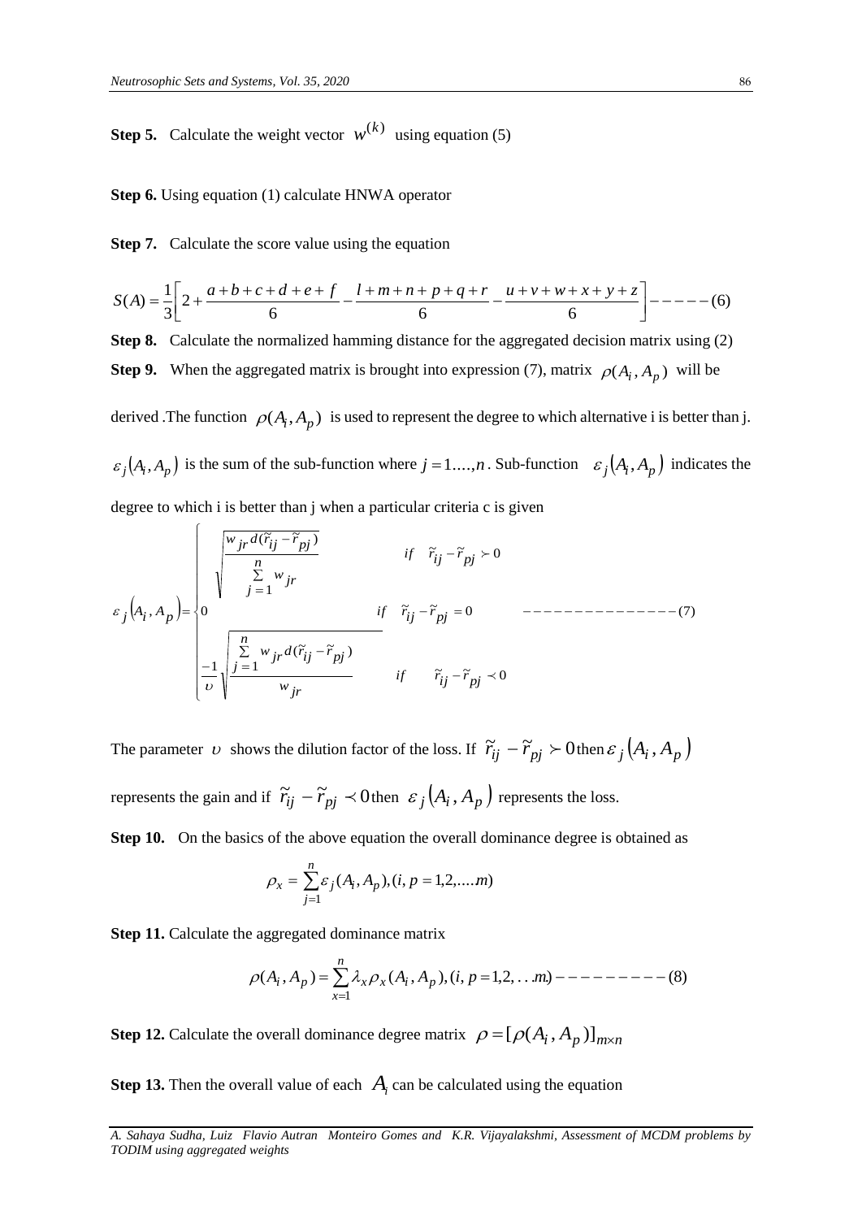**Step 5.** Calculate the weight vector $w^{(k)}$ using equation (5)

**Step 6.** Using equation (1) calculate HNWA operator

**Step 7.** Calculate the score value using the equation

$$S(A)=\frac{1}{3}\left[2+\frac{a+b+c+d+e+f}{6}-\frac{l+m+n+p+q+r}{6}-\frac{u+v+w+x+y+z}{6}\right]-----(6)$$

**Step 8.** Calculate the normalized hamming distance for the aggregated decision matrix using (2)

**Step 9.** When the aggregated matrix is brought into expression (7), matrix $\rho(A_i, A_p)$ will be derived .The function $\rho(A_i, A_p)$ is used to represent the degree to which alternative i is better than j. $\varepsilon_j(A_i, A_p)$ is the sum of the sub-function where $j=1....,n$. Sub-function $\varepsilon_j(A_i, A_p)$ indicates the degree to which i is better than j when a particular criteria c is given

$$\varepsilon_j(A_i, A_p)=\begin{cases}\sqrt{\dfrac{w_{jr}\, d(\tilde{r}_{ij}-\tilde{r}_{pj})}{\sum\limits_{j=1}^{n} w_{jr}}} & if \quad \tilde{r}_{ij}-\tilde{r}_{pj}\succ 0\\ 0 & if \quad \tilde{r}_{ij}-\tilde{r}_{pj}=0\\ \dfrac{-1}{\upsilon}\sqrt{\dfrac{\sum\limits_{j=1}^{n} w_{jr}\, d(\tilde{r}_{ij}-\tilde{r}_{pj})}{w_{jr}}} & if \quad \tilde{r}_{ij}-\tilde{r}_{pj}\prec 0\end{cases} \qquad ---------------(7)$$

The parameter $\upsilon$ shows the dilution factor of the loss. If $\tilde{r}_{ij}-\tilde{r}_{pj}\succ 0$ then $\varepsilon_j(A_i, A_p)$ represents the gain and if $\tilde{r}_{ij}-\tilde{r}_{pj}\prec 0$ then $\varepsilon_j(A_i, A_p)$ represents the loss.

**Step 10.** On the basics of the above equation the overall dominance degree is obtained as

$$\rho_x=\sum_{j=1}^{n}\varepsilon_j(A_i, A_p),(i,p=1,2,....m)$$

**Step 11.** Calculate the aggregated dominance matrix

$$\rho(A_i, A_p)=\sum_{x=1}^{n}\lambda_x \rho_x(A_i, A_p),(i,p=1,2,...m)---------(8)$$

**Step 12.** Calculate the overall dominance degree matrix $\rho=[\rho(A_i, A_p)]_{m\times n}$

**Step 13.** Then the overall value of each $A_i$ can be calculated using the equation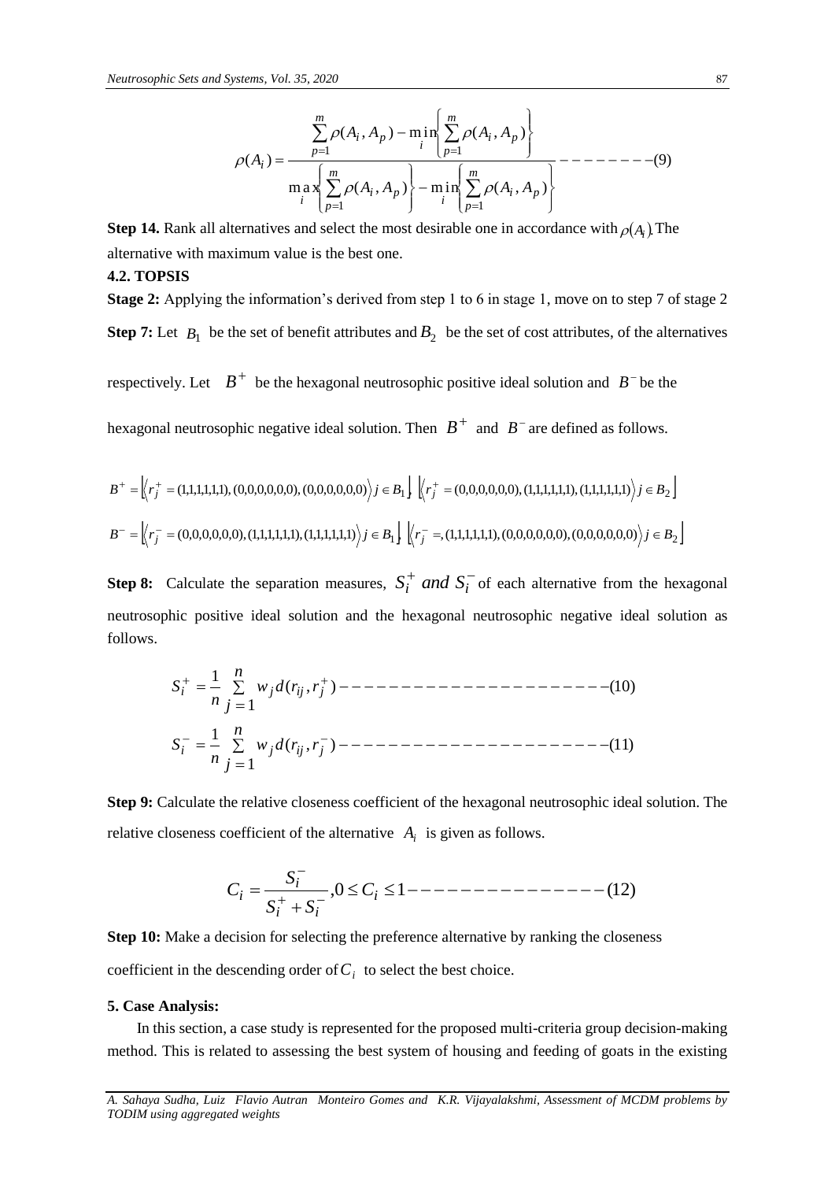$$\rho(A_i) = \frac{\sum_{p=1}^{m} \rho(A_i, A_p) - \min_i \left\{ \sum_{p=1}^{m} \rho(A_i, A_p) \right\}}{\max_i \left\{ \sum_{p=1}^{m} \rho(A_i, A_p) \right\} - \min_i \left\{ \sum_{p=1}^{m} \rho(A_i, A_p) \right\}} --------(9)$$

**Step 14.** Rank all alternatives and select the most desirable one in accordance with $\rho(A_i)$. The alternative with maximum value is the best one.

### 4.2. TOPSIS

**Stage 2:** Applying the information's derived from step 1 to 6 in stage 1, move on to step 7 of stage 2

**Step 7:** Let $B_1$ be the set of benefit attributes and $B_2$ be the set of cost attributes, of the alternatives respectively. Let $B^+$ be the hexagonal neutrosophic positive ideal solution and $B^-$ be the hexagonal neutrosophic negative ideal solution. Then $B^+$ and $B^-$ are defined as follows.

$$B^+ = \left[ \left\langle r_j^+ = (1,1,1,1,1,1), (0,0,0,0,0,0), (0,0,0,0,0,0) \right\rangle j \in B_1 \right], \left[ \left\langle r_j^+ = (0,0,0,0,0,0), (1,1,1,1,1,1), (1,1,1,1,1,1) \right\rangle j \in B_2 \right]$$

$$B^- = \left[ \left\langle r_j^- = (0,0,0,0,0,0), (1,1,1,1,1,1), (1,1,1,1,1,1) \right\rangle j \in B_1 \right], \left[ \left\langle r_j^- =, (1,1,1,1,1,1), (0,0,0,0,0,0), (0,0,0,0,0,0) \right\rangle j \in B_2 \right]$$

**Step 8:** Calculate the separation measures, $S_i^+$ *and* $S_i^-$ of each alternative from the hexagonal neutrosophic positive ideal solution and the hexagonal neutrosophic negative ideal solution as follows.

$$S_i^+ = \frac{1}{n} \sum_{j=1}^{n} w_j d(r_{ij}, r_j^+) ---------------------(10)$$

$$S_i^- = \frac{1}{n} \sum_{j=1}^{n} w_j d(r_{ij}, r_j^-) ---------------------(11)$$

**Step 9:** Calculate the relative closeness coefficient of the hexagonal neutrosophic ideal solution. The relative closeness coefficient of the alternative $A_i$ is given as follows.

$$C_i = \frac{S_i^-}{S_i^+ + S_i^-}, 0 \le C_i \le 1 --------------(12)$$

**Step 10:** Make a decision for selecting the preference alternative by ranking the closeness coefficient in the descending order of $C_i$ to select the best choice.

### 5. Case Analysis:

In this section, a case study is represented for the proposed multi-criteria group decision-making method. This is related to assessing the best system of housing and feeding of goats in the existing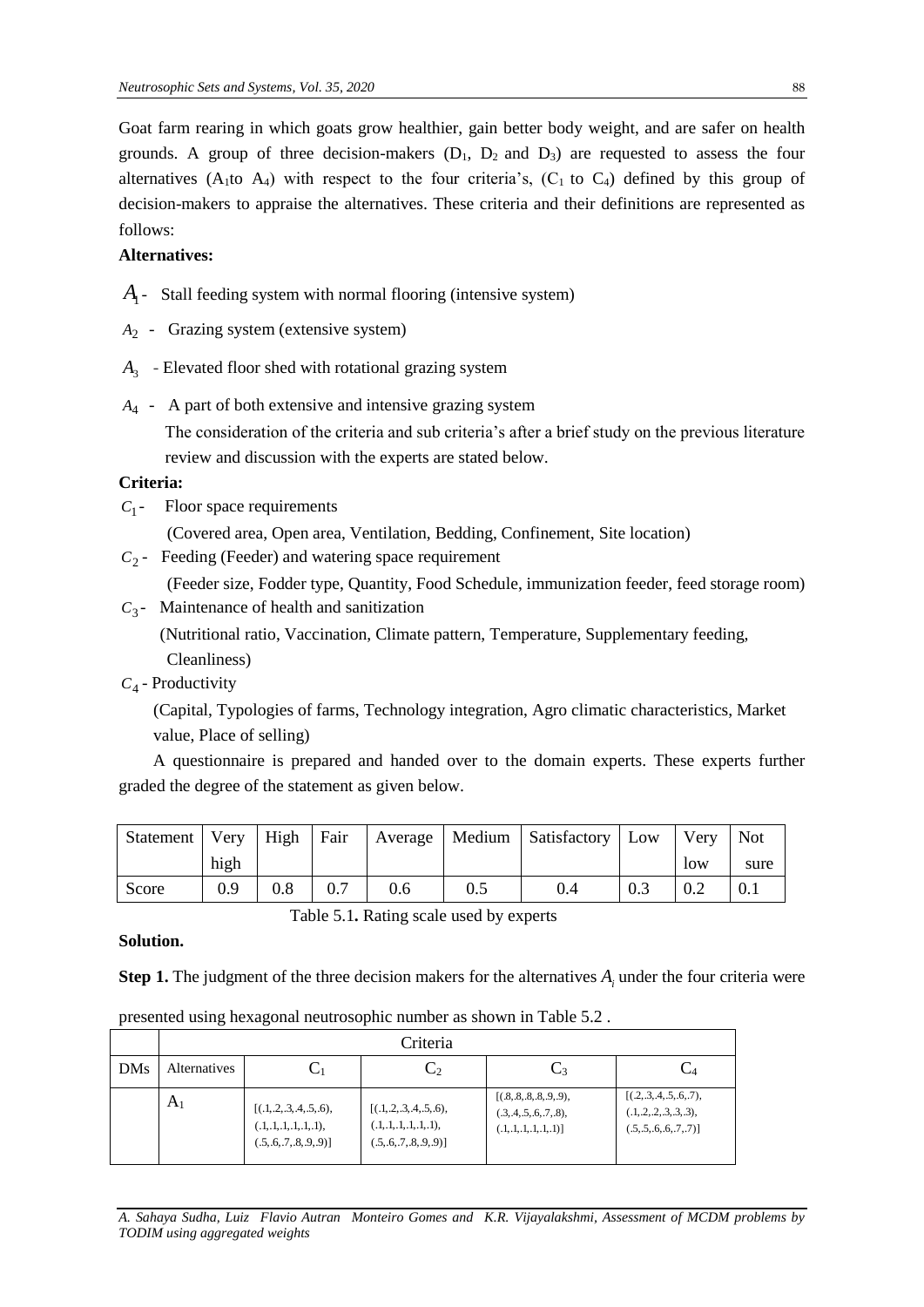Goat farm rearing in which goats grow healthier, gain better body weight, and are safer on health grounds. A group of three decision-makers ($D_1$, $D_2$ and $D_3$) are requested to assess the four alternatives ($A_1$to $A_4$) with respect to the four criteria's, ($C_1$ to $C_4$) defined by this group of decision-makers to appraise the alternatives. These criteria and their definitions are represented as follows:

**Alternatives:**

$A_1$ - Stall feeding system with normal flooring (intensive system)

$A_2$ - Grazing system (extensive system)

$A_3$ - Elevated floor shed with rotational grazing system

$A_4$ - A part of both extensive and intensive grazing system

The consideration of the criteria and sub criteria's after a brief study on the previous literature review and discussion with the experts are stated below.

**Criteria:**

$C_1$ - Floor space requirements

(Covered area, Open area, Ventilation, Bedding, Confinement, Site location)

$C_2$ - Feeding (Feeder) and watering space requirement

(Feeder size, Fodder type, Quantity, Food Schedule, immunization feeder, feed storage room)

$C_3$ - Maintenance of health and sanitization

(Nutritional ratio, Vaccination, Climate pattern, Temperature, Supplementary feeding, Cleanliness)

$C_4$ - Productivity

(Capital, Typologies of farms, Technology integration, Agro climatic characteristics, Market value, Place of selling)

A questionnaire is prepared and handed over to the domain experts. These experts further graded the degree of the statement as given below.

| Statement | Very high | High | Fair | Average | Medium | Satisfactory | Low | Very low | Not sure |
|---|---|---|---|---|---|---|---|---|---|
| Score | 0.9 | 0.8 | 0.7 | 0.6 | 0.5 | 0.4 | 0.3 | 0.2 | 0.1 |

Table 5.1**.** Rating scale used by experts

**Solution.**

**Step 1.** The judgment of the three decision makers for the alternatives $A_i$ under the four criteria were presented using hexagonal neutrosophic number as shown in Table 5.2 .

| | Criteria | | | | |
|---|---|---|---|---|---|
| DMs | Alternatives | $C_1$ | $C_2$ | $C_3$ | $C_4$ |
| | $A_1$ | [(.1,.2,.3,.4,.5,.6), (.1,.1,.1,.1,.1,.1), (.5,.6,.7,.8,.9,.9)] | [(.1,.2,.3,.4,.5,.6), (.1,.1,.1,.1,.1,.1), (.5,.6,.7,.8,.9,.9)] | [(.8,.8,.8,.8,.9,.9), (.3,.4,.5,.6,.7,.8), (.1,.1,.1,.1,.1,.1)] | [(.2,.3,.4,.5,.6,.7), (.1,.2,.2,.3,.3,.3), (.5,.5,.6,.6,.7,.7)] |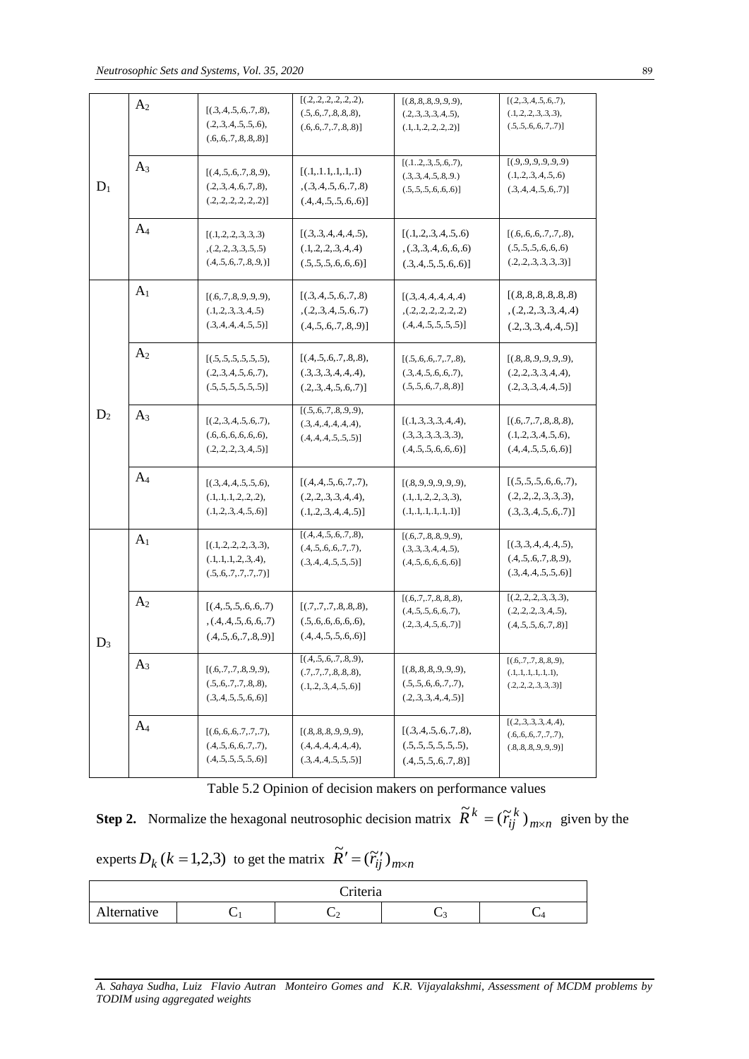|  |  |  |  |  |  |
|---|---|---|---|---|---|
| $D_1$ | $A_2$ | [(.3,.4,.5,.6,.7,.8), (.2,.3,.4,.5,.5,.6), (.6,.6,.7,.8,.8,.8)] | [(.2,.2,.2,.2,.2,.2), (.5,.6,.7,.8,.8,.8), (.6,.6,.7,.7,.8,.8)] | [(.8,.8,.8,.9,.9,.9), (.2,.3,.3,.3,.4,.5), (.1,.1,.2,.2,.2,.2)] | [(.2,.3,.4,.5,.6,.7), (.1,.2,.2,.3,.3,.3), (.5,.5,.6,.6,.7,.7)] |
|  | $A_3$ | [(.4,.5,.6,.7,.8,.9), (.2,.3,.4,.6,.7,.8), (.2,.2,.2,.2,.2,.2)] | [(.1,.1.1,.1,.1,.1) ,(.3,.4,.5,.6,.7,.8) (.4,.4,.5,.5,.6,.6)] | [(.1..2,.3,.5,.6,.7), (.3,.3,.4,.5,.8,.9.) (.5,.5,.5,.6,.6,.6)] | [(.9,.9,.9,.9,.9,.9) (.1,.2,.3,.4,.5,.6) (.3,.4,.4,.5,.6,.7)] |
|  | $A_4$ | [(.1,.2,.2,.3,.3,.3) ,(.2,.2,.3,.3,.5,.5) (.4,.5,.6,.7,.8,.9,)] | [(.3,.3,.4,.4,.4,.5), (.1,.2,.2,.3,.4,.4) (.5,.5,.5,.6,.6,.6)] | [(.1,.2,.3,.4,.5,.6) ,(.3,.3,.4,.6,.6,.6) (.3,.4,.5,.5,.6,.6)] | [(.6,.6,.6,.7,.7,.8), (.5,.5,.5,.6,.6,.6) (.2,.2,.3,.3,.3,.3)] |
| $D_2$ | $A_1$ | [(.6,.7,.8,.9,.9,.9), (.1,.2,.3,.3,.4,.5) (.3,.4,.4,.4,.5,.5)] | [(.3,.4,.5,.6,.7,.8) ,(.2,.3,.4,.5,.6,.7) (.4,.5,.6,.7,.8,.9)] | [(.3,.4,.4,.4,.4,.4) ,(.2,.2,.2,.2,.2,.2) (.4,.4,.5,.5,.5,.5)] | [(.8,.8,.8,.8,.8,.8) ,(.2,.2,.3,.3,.4,.4) (.2,.3,.3,.4,.4,.5)] |
|  | $A_2$ | [(.5,.5,.5,.5,.5,.5), (.2,.3,.4,.5,.6,.7), (.5,.5,.5,.5,.5,.5)] | [(.4,.5,.6,.7,.8,.8), (.3,.3,.3,.4,.4,.4), (.2,.3,.4,.5,.6,.7)] | [(.5,.6,.6,.7,.7,.8), (.3,.4,.5,.6,.6,.7), (.5,.5,.6,.7,.8,.8)] | [(.8,.8,.9,.9,.9,.9), (.2,.2,.3,.3,.4,.4), (.2,.3,.3,.4,.4,.5)] |
|  | $A_3$ | [(.2,.3,.4,.5,.6,.7), (.6,.6,.6,.6,.6,.6), (.2,.2,.2,.3,.4,.5)] | [(.5,.6,.7,.8,.9,.9), (.3,.4,.4,.4,.4,.4), (.4,.4,.4,.5,.5,.5)] | [(.1,.3,.3,.3,.4,.4), (.3,.3,.3,.3,.3,.3), (.4,.5,.5,.6,.6,.6)] | [(.6,.7,.7,.8,.8,.8), (.1,.2,.3,.4,.5,.6), (.4,.4,.5,.5,.6,.6)] |
|  | $A_4$ | [(.3,.4,.4,.5,.5,.6), (.1,.1,.1,.2,.2,.2), (.1,.2,.3,.4,.5,.6)] | [(.4,.4,.5,.6,.7,.7), (.2,.2,.3,.3,.4,.4), (.1,.2,.3,.4,.4,.5)] | [(.8,.9,.9,.9,.9,.9), (.1,.1,.2,.2,.3,.3), (.1,.1,.1,.1,.1,.1)] | [(.5,.5,.5,.6,.6,.7), (.2,.2,.2,.3,.3,.3), (.3,.3,.4,.5,.6,.7)] |
| $D_3$ | $A_1$ | [(.1,.2,.2,.2,.3,.3), (.1,.1,.1,.2,.3,.4), (.5,.6,.7,.7,.7,.7)] | [(.4,.4,.5,.6,.7,.8), (.4,.5,.6,.6,.7,.7), (.3,.4,.4,.5,.5,.5)] | [(.6,.7,.8,.8,.9,.9), (.3,.3,.3,.4,.4,.5), (.4,.5,.6,.6,.6,.6)] | [(.3,.3,.4,.4,.4,.5), (.4,.5,.6,.7,.8,.9), (.3,.4,.4,.5,.5,.6)] |
|  | $A_2$ | [(.4,.5,.5,.6,.6,.7) ,(.4,.4,.5,.6,.6,.7) (.4,.5,.6,.7,.8,.9)] | [(.7,.7,.7,.8,.8,.8), (.5,.6,.6,.6,.6,.6), (.4,.4,.5,.5,.6,.6)] | [(.6,.7,.7,.8,.8,.8), (.4,.5,.5,.6,.6,.7), (.2,.3,.4,.5,.6,.7)] | [(.2,.2,.2,.3,.3,.3), (.2,.2,.2,.3,.4,.5), (.4,.5,.5,.6,.7,.8)] |
|  | $A_3$ | [(.6,.7,.7,.8,.9,.9), (.5,.6,.7,.7,.8,.8), (.3,.4,.5,.5,.6,.6)] | [(.4,.5,.6,.7,.8,.9), (.7,.7,.7,.8,.8,.8), (.1,.2,.3,.4,.5,.6)] | [(.8,.8,.8,.9,.9,.9), (.5,.5,.6,.6,.7,.7), (.2,.3,.3,.4,.4,.5)] | [(.6,.7,.7,.8,.8,.9), (.1,.1,.1,.1,.1,.1), (.2,.2,.2,.3,.3,.3)] |
|  | $A_4$ | [(.6,.6,.6,.7,.7,.7), (.4,.5,.6,.6,.7,.7), (.4,.5,.5,.5,.5,.6)] | [(.8,.8,.8,.9,.9,.9), (.4,.4,.4,.4,.4,.4), (.3,.4,.4,.5,.5,.5)] | [(.3,.4,.5,.6,.7,.8), (.5,.5,.5,.5,.5,.5), (.4,.5,.5,.6,.7,.8)] | [(.2,.3,.3,.3,.4,.4), (.6,.6,.6,.7,.7,.7), (.8,.8,.8,.9,.9,.9)] |

Table 5.2 Opinion of decision makers on performance values

**Step 2.** Normalize the hexagonal neutrosophic decision matrix $\widetilde{R}^k = (\widetilde{r}_{ij}^k)_{m \times n}$ given by the experts $D_k\ (k = 1,2,3)$ to get the matrix $\widetilde{R}' = (\widetilde{r}'_{ij})_{m \times n}$

| Criteria | | | | |
|---|---|---|---|---|
| Alternative | $C_1$ | $C_2$ | $C_3$ | $C_4$ |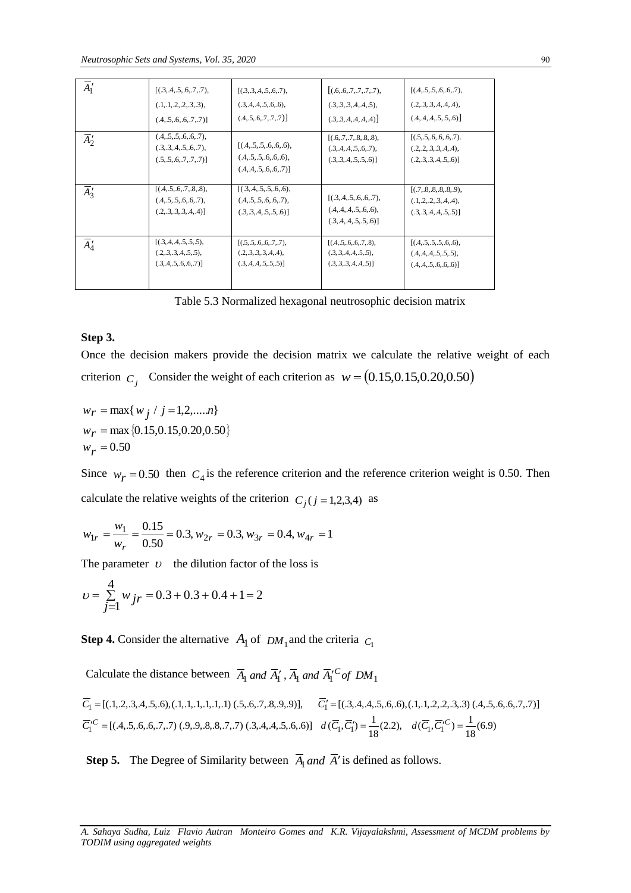| | | | | |
|---|---|---|---|---|
| $\overline{A}_1'$ | [(.3,.4,.5,.6,.7,.7), (.1,.1,.2,.2,.3,.3), (.4,.5,.6,.6,.7,.7)] | [(.3,.3,.4,.5,.6,.7), (.3,.4,.4,.5,.6,.6), (.4,.5,.6,.7,.7,.7)] | [(.6,.6,.7,.7,.7,.7), (.3,.3,.3,.4,.4,.5), (.3,.3,.4,.4,.4,.4)] | [(.4,.5,.5,.6,.6,.7), (.2,.3,.3,.4,.4,.4), (.4,.4,.4,.5,.5,.6)] |
| $\overline{A}_2'$ | (.4,.5,.5,.6,.6,.7), (.3,.3,.4,.5,.6,.7), (.5,.5,.6,.7,.7,.7)] | [(.4,.5,.5,.6,.6,.6), (.4,.5,.5,.6,.6,.6), (.4,.4,.5,.6,.6,.7)] | [(.6,.7,.7,.8,.8,.8), (.3,.4,.4,.5,.6,.7), (.3,.3,.4,.5,.5,.6)] | [(.5,.5,.6,.6,.6,.7). (.2,.2,.3,.3,.4,.4), (.2,.3,.3,.4,.5,.6)] |
| $\overline{A}_3'$ | [(.4,.5,.6,.7,.8,.8), (.4,.5,.5,.6,.6,.7), (.2,.3,.3,.3,.4,.4)] | [(.3,.4,.5,.5,.6,.6), (.4,.5,.5,.6,.6,.7), (.3,.3,.4,.5,.5,.6)] | [(.3,.4,.5,.6,.6,.7), (.4,.4,.4,.5,.6,.6), (.3,.4,.4,.5,.5,.6)] | [(.7,.8,.8,.8,.8,.9), (.1,.2,.2,.3,.4,.4), (.3,.3,.4,.4,.5,.5)] |
| $\overline{A}_4'$ | [(.3,.4,.4,.5,.5,.5), (.2,.3,.3,.4,.5,.5), (.3,.4,.5,.6,.6,.7)] | [(.5,.5,.6,.6,.7,.7), (.2,.3,.3,.3,.4,.4), (.3,.4,.4,.5,.5,.5)] | [(.4,.5,.6,.6,.7,.8), (.3,.3,.4,.4,.5,.5), (.3,.3,.3,.4,.4,.5)] | [(.4,.5,.5,.5,.6,.6), (.4,.4,.4,.5,.5,.5), (.4,.4,.5,.6,.6,.6)] |

Table 5.3 Normalized hexagonal neutrosophic decision matrix

**Step 3.**

Once the decision makers provide the decision matrix we calculate the relative weight of each criterion $C_j$ Consider the weight of each criterion as $w = (0.15, 0.15, 0.20, 0.50)$

$$w_r = \max\{w_j \,/\, j = 1,2,.....n\}$$
$$w_r = \max\{0.15, 0.15, 0.20, 0.50\}$$
$$w_r = 0.50$$

Since $w_r = 0.50$ then $C_4$ is the reference criterion and the reference criterion weight is 0.50. Then calculate the relative weights of the criterion $C_j (j = 1,2,3,4)$ as

$$w_{1r} = \frac{w_1}{w_r} = \frac{0.15}{0.50} = 0.3, w_{2r} = 0.3, w_{3r} = 0.4, w_{4r} = 1$$

The parameter $\upsilon$ the dilution factor of the loss is

$$\upsilon = \sum_{j=1}^{4} w_{jr} = 0.3 + 0.3 + 0.4 + 1 = 2$$

**Step 4.** Consider the alternative $A_1$ of $DM_1$ and the criteria $C_1$

Calculate the distance between $\overline{A}_1$ *and* $\overline{A}_1'$, $\overline{A}_1$ *and* $\overline{A}_1'^C$ *of* $DM_1$

$$\overline{C}_1 = [(.1,.2,.3,.4,.5,.6),(.1,.1,.1,.1,.1,.1)\ (.5,.6,.7,.8,.9,.9)], \quad \overline{C}_1' = [(.3,.4,.4,.5,.6,.6),(.1,.1,.2,.2,.3,.3)\ (.4,.5,.6,.6,.7,.7)]$$
$$\overline{C}_1'^C = [(.4,.5,.6,.6,.7,.7)\ (.9,.9,.8,.8,.7,.7)\ (.3,.4,.4,.5,.6,.6)] \quad d(\overline{C}_1, \overline{C}_1') = \frac{1}{18}(2.2), \quad d(\overline{C}_1, \overline{C}_1'^C) = \frac{1}{18}(6.9)$$

**Step 5.** The Degree of Similarity between $\overline{A}_1$ *and* $\overline{A}'$ is defined as follows.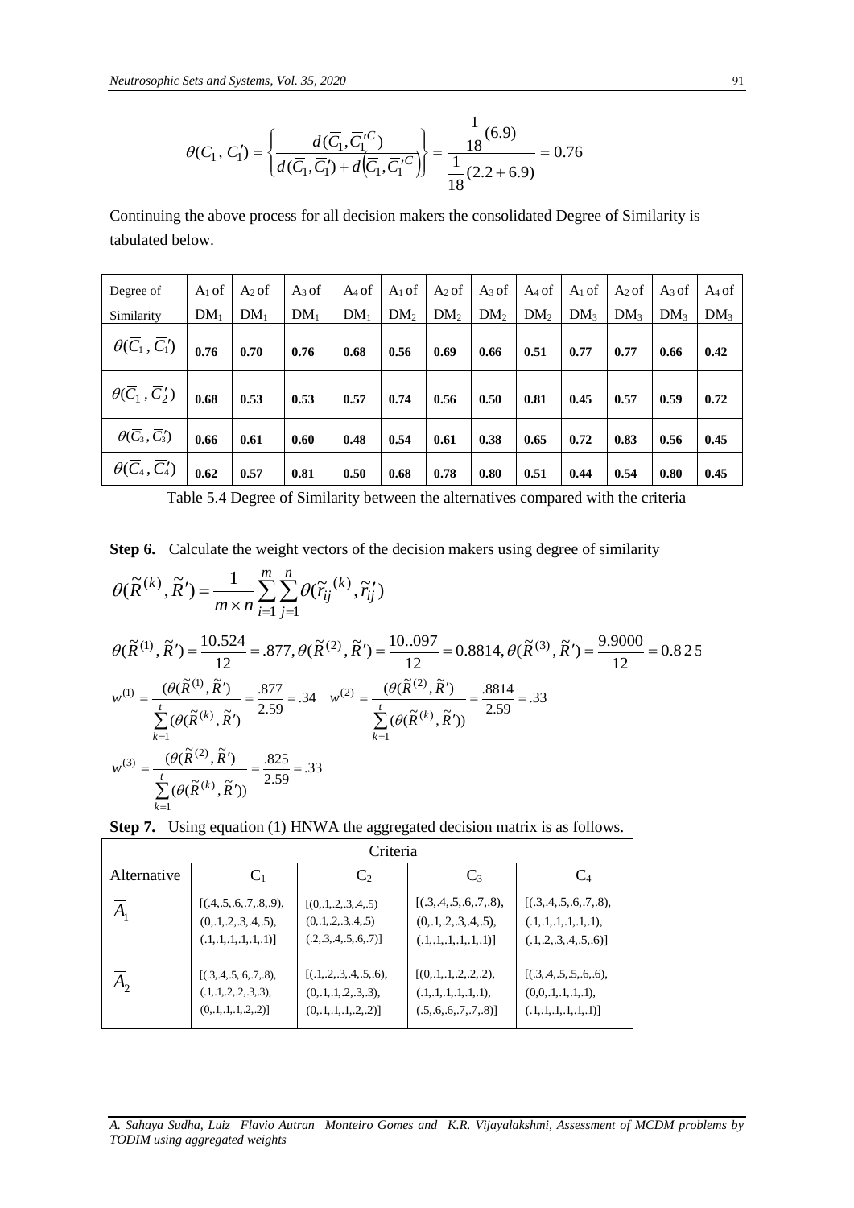$$\theta(\overline{C}_1, \overline{C}_1') = \left\{ \frac{d(\overline{C}_1, \overline{C}_1'^C)}{d(\overline{C}_1, \overline{C}_1') + d\left(\overline{C}_1, \overline{C}_1'^C\right)} \right\} = \frac{\frac{1}{18}(6.9)}{\frac{1}{18}(2.2 + 6.9)} = 0.76$$

Continuing the above process for all decision makers the consolidated Degree of Similarity is tabulated below.

| Degree of Similarity | $A_1$ of $DM_1$ | $A_2$ of $DM_1$ | $A_3$ of $DM_1$ | $A_4$ of $DM_1$ | $A_1$ of $DM_2$ | $A_2$ of $DM_2$ | $A_3$ of $DM_2$ | $A_4$ of $DM_2$ | $A_1$ of $DM_3$ | $A_2$ of $DM_3$ | $A_3$ of $DM_3$ | $A_4$ of $DM_3$ |
|---|---|---|---|---|---|---|---|---|---|---|---|---|
| $\theta(\overline{C}_1, \overline{C}_1')$ | **0.76** | **0.70** | **0.76** | **0.68** | **0.56** | **0.69** | **0.66** | **0.51** | **0.77** | **0.77** | **0.66** | **0.42** |
| $\theta(\overline{C}_1, \overline{C}_2')$ | **0.68** | **0.53** | **0.53** | **0.57** | **0.74** | **0.56** | **0.50** | **0.81** | **0.45** | **0.57** | **0.59** | **0.72** |
| $\theta(\overline{C}_3, \overline{C}_3')$ | **0.66** | **0.61** | **0.60** | **0.48** | **0.54** | **0.61** | **0.38** | **0.65** | **0.72** | **0.83** | **0.56** | **0.45** |
| $\theta(\overline{C}_4, \overline{C}_4')$ | **0.62** | **0.57** | **0.81** | **0.50** | **0.68** | **0.78** | **0.80** | **0.51** | **0.44** | **0.54** | **0.80** | **0.45** |

Table 5.4 Degree of Similarity between the alternatives compared with the criteria

**Step 6.** Calculate the weight vectors of the decision makers using degree of similarity

$$\theta(\widetilde{R}^{(k)}, \widetilde{R}') = \frac{1}{m \times n} \sum_{i=1}^{m} \sum_{j=1}^{n} \theta(\widetilde{r}_{ij}^{(k)}, \widetilde{r}_{ij}')$$

$$\theta(\widetilde{R}^{(1)}, \widetilde{R}') = \frac{10.524}{12} = .877, \theta(\widetilde{R}^{(2)}, \widetilde{R}') = \frac{10..097}{12} = 0.8814, \theta(\widetilde{R}^{(3)}, \widetilde{R}') = \frac{9.9000}{12} = 0.825$$

$$w^{(1)} = \frac{(\theta(\widetilde{R}^{(1)}, \widetilde{R}')}{\sum_{k=1}^{t} (\theta(\widetilde{R}^{(k)}, \widetilde{R}')} = \frac{.877}{2.59} = .34 \quad w^{(2)} = \frac{(\theta(\widetilde{R}^{(2)}, \widetilde{R}')}{\sum_{k=1}^{t} (\theta(\widetilde{R}^{(k)}, \widetilde{R}'))} = \frac{.8814}{2.59} = .33$$

$$w^{(3)} = \frac{(\theta(\widetilde{R}^{(2)}, \widetilde{R}')}{\sum_{k=1}^{t} (\theta(\widetilde{R}^{(k)}, \widetilde{R}'))} = \frac{.825}{2.59} = .33$$

**Step 7.** Using equation (1) HNWA the aggregated decision matrix is as follows.

| Alternative | Criteria $C_1$ | $C_2$ | $C_3$ | $C_4$ |
|---|---|---|---|---|
| $\overline{A}_1$ | [(.4,.5,.6,.7,.8,.9), (0,.1,.2,.3,.4,.5), (.1,.1,.1,.1,.1,.1)] | [(0,.1,.2,.3,.4,.5) (0,.1,.2,.3,.4,.5) (.2,.3,.4,.5,.6,.7)] | [(.3,.4,.5,.6,.7,.8), (0,.1,.2,.3,.4,.5), (.1,.1,.1,.1,.1,.1)] | [(.3,.4,.5,.6,.7,.8), (.1,.1,.1,.1,.1,.1), (.1,.2,.3,.4,.5,.6)] |
| $\overline{A}_2$ | [(.3,.4,.5,.6,.7,.8), (.1,.1,.2,.2,.3,.3), (0,.1,.1,.1,.2,.2)] | [(.1,.2,.3,.4,.5,.6), (0,.1,.1,.2,.3,.3), (0,.1,.1,.1,.2,.2)] | [(0,.1,.1,.2,.2,.2), (.1,.1,.1,.1,.1,.1), (.5,.6,.6,.7,.7,.8)] | [(.3,.4,.5,.5,.6,.6), (0,0,.1,.1,.1,.1), (.1,.1,.1,.1,.1,.1)] |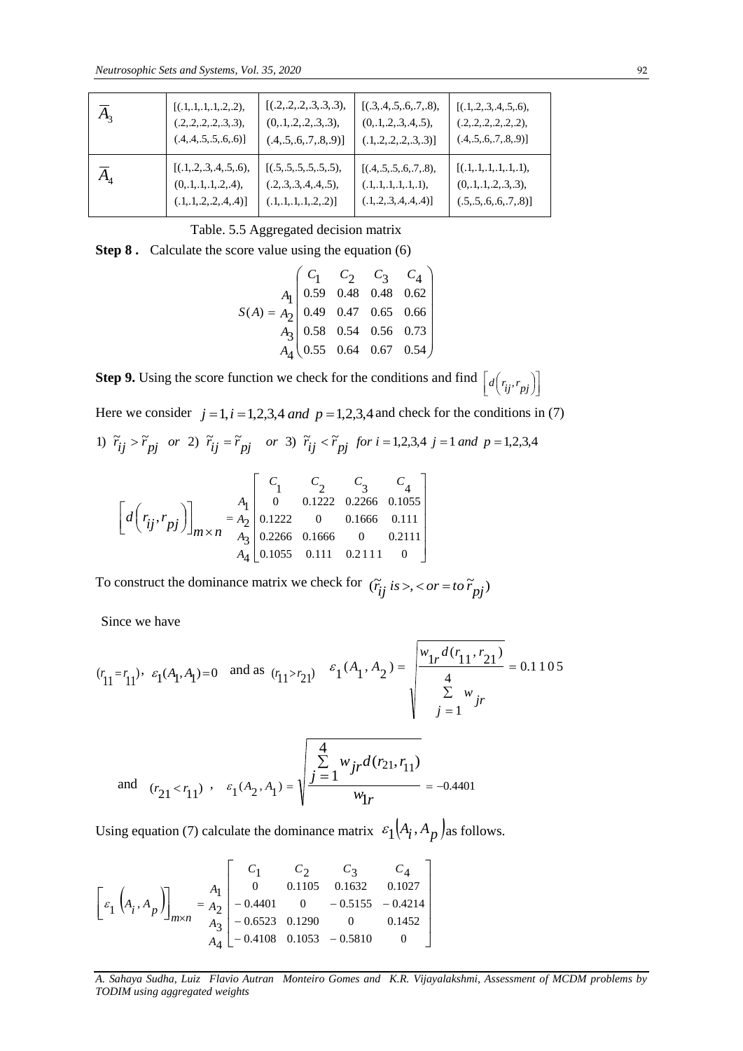| | | | | |
|---|---|---|---|---|
| $\overline{A}_3$ | [(.1,.1,.1,.1,.2,.2), (.2,.2,.2,.2,.3,.3), (.4,.4,.5,.5,.6,.6)] | [(.2,.2,.2,.3,.3,.3), (0,.1,.2,.2,.3,.3), (.4,.5,.6,.7,.8,.9)] | [(.3,.4,.5,.6,.7,.8), (0,.1,.2,.3,.4,.5), (.1,.2,.2,.2,.3,.3)] | [(.1,.2,.3,.4,.5,.6), (.2,.2,.2,.2,.2,.2), (.4,.5,.6,.7,.8,.9)] |
| $\overline{A}_4$ | [(.1,.2,.3,.4,.5,.6), (0,.1,.1,.1,.2,.4), (.1,.1,.2,.2,.4,.4)] | [(.5,.5,.5,.5,.5,.5), (.2,.3,.3,.4,.4,.5), (.1,.1,.1,.1,.2,.2)] | [(.4,.5,.5,.6,.7,.8), (.1,.1,.1,.1,.1,.1), (.1,.2,.3,.4,.4,.4)] | [(.1,.1,.1,.1,.1,.1), (0,.1,.1,.2,.3,.3), (.5,.5,.6,.6,.7,.8)] |

Table. 5.5 Aggregated decision matrix

**Step 8 .** Calculate the score value using the equation (6)

$$S(A) = \begin{matrix} & C_1 & C_2 & C_3 & C_4 \\ A_1 & 0.59 & 0.48 & 0.48 & 0.62 \\ A_2 & 0.49 & 0.47 & 0.65 & 0.66 \\ A_3 & 0.58 & 0.54 & 0.56 & 0.73 \\ A_4 & 0.55 & 0.64 & 0.67 & 0.54 \end{matrix}$$

**Step 9.** Using the score function we check for the conditions and find $\left[d\left(r_{ij}, r_{pj}\right)\right]$

Here we consider $j = 1, i = 1,2,3,4$ *and* $p = 1,2,3,4$ and check for the conditions in (7)

1) $\tilde{r}_{ij} > \tilde{r}_{pj}$ *or* 2) $\tilde{r}_{ij} = \tilde{r}_{pj}$ *or* 3) $\tilde{r}_{ij} < \tilde{r}_{pj}$ *for* $i = 1,2,3,4$ $j = 1$ *and* $p = 1,2,3,4$

$$\left[d\left(r_{ij}, r_{pj}\right)\right]_{m \times n} = \begin{bmatrix} & C_1 & C_2 & C_3 & C_4 \\ A_1 & 0 & 0.1222 & 0.2266 & 0.1055 \\ A_2 & 0.1222 & 0 & 0.1666 & 0.111 \\ A_3 & 0.2266 & 0.1666 & 0 & 0.2111 \\ A_4 & 0.1055 & 0.111 & 0.2111 & 0 \end{bmatrix}$$

To construct the dominance matrix we check for $(\tilde{r}_{ij}\ is >, < or = to\ \tilde{r}_{pj})$

Since we have

$$(r_{11} = r_{11}),\ \varepsilon_1(A_1, A_1) = 0 \quad \text{and as } (r_{11} > r_{21}) \quad \varepsilon_1(A_1, A_2) = \sqrt{\frac{w_{1r}\, d(r_{11}, r_{21})}{\sum_{j=1}^{4} w_{jr}}} = 0.1105$$

$$\text{and} \quad (r_{21} < r_{11}),\quad \varepsilon_1(A_2, A_1) = \sqrt{\frac{\sum_{j=1}^{4} w_{jr}\, d(r_{21}, r_{11})}{w_{1r}}} = -0.4401$$

Using equation (7) calculate the dominance matrix $\varepsilon_1(A_i, A_p)$ as follows.

$$\left[\varepsilon_1\left(A_i, A_p\right)\right]_{m \times n} = \begin{bmatrix} & C_1 & C_2 & C_3 & C_4 \\ A_1 & 0 & 0.1105 & 0.1632 & 0.1027 \\ A_2 & -0.4401 & 0 & -0.5155 & -0.4214 \\ A_3 & -0.6523 & 0.1290 & 0 & 0.1452 \\ A_4 & -0.4108 & 0.1053 & -0.5810 & 0 \end{bmatrix}$$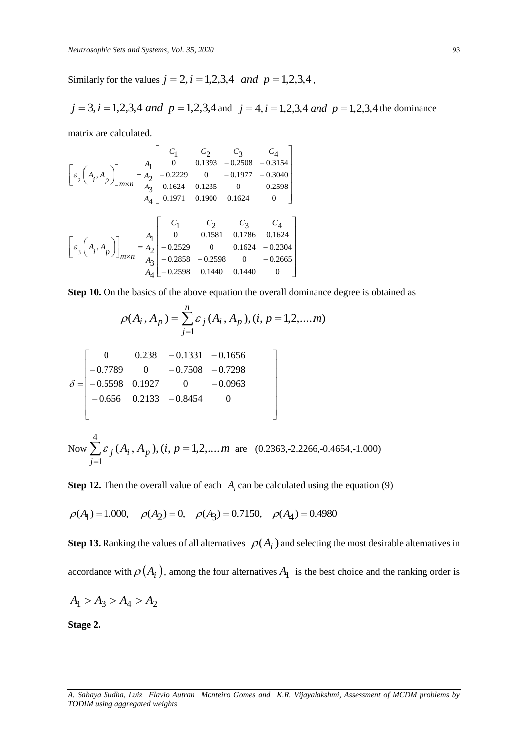Similarly for the values $j = 2, i = 1,2,3,4$ *and* $p = 1,2,3,4$,

$j = 3, i = 1,2,3,4$ *and* $p = 1,2,3,4$ and $j = 4, i = 1,2,3,4$ *and* $p = 1,2,3,4$ the dominance matrix are calculated.

$$
\left[\varepsilon_2\left(A_i, A_p\right)\right]_{m\times n} = \begin{array}{c} \\ A_1 \\ A_2 \\ A_3 \\ A_4 \end{array} \begin{bmatrix} C_1 & C_2 & C_3 & C_4 \\ 0 & 0.1393 & -0.2508 & -0.3154 \\ -0.2229 & 0 & -0.1977 & -0.3040 \\ 0.1624 & 0.1235 & 0 & -0.2598 \\ 0.1971 & 0.1900 & 0.1624 & 0 \end{bmatrix}
$$

$$
\left[\varepsilon_3\left(A_i, A_p\right)\right]_{m\times n} = \begin{array}{c} \\ A_1 \\ A_2 \\ A_3 \\ A_4 \end{array} \begin{bmatrix} C_1 & C_2 & C_3 & C_4 \\ 0 & 0.1581 & 0.1786 & 0.1624 \\ -0.2529 & 0 & 0.1624 & -0.2304 \\ -0.2858 & -0.2598 & 0 & -0.2665 \\ -0.2598 & 0.1440 & 0.1440 & 0 \end{bmatrix}
$$

**Step 10.** On the basics of the above equation the overall dominance degree is obtained as

$$
\rho(A_i, A_p) = \sum_{j=1}^{n} \varepsilon_j (A_i, A_p), (i, p = 1,2,....m)
$$

$$
\delta = \begin{bmatrix} 0 & 0.238 & -0.1331 & -0.1656 \\ -0.7789 & 0 & -0.7508 & -0.7298 \\ -0.5598 & 0.1927 & 0 & -0.0963 \\ -0.656 & 0.2133 & -0.8454 & 0 \end{bmatrix}
$$

Now $\sum_{j=1}^{4} \varepsilon_j (A_i, A_p), (i, p = 1,2,....m$ are (0.2363,-2.2266,-0.4654,-1.000)

**Step 12.** Then the overall value of each $A_i$ can be calculated using the equation (9)

$$
\rho(A_1) = 1.000, \quad \rho(A_2) = 0, \quad \rho(A_3) = 0.7150, \quad \rho(A_4) = 0.4980
$$

**Step 13.** Ranking the values of all alternatives $\rho(A_i)$ and selecting the most desirable alternatives in accordance with $\rho(A_i)$, among the four alternatives $A_1$ is the best choice and the ranking order is

$$
A_1 > A_3 > A_4 > A_2
$$

**Stage 2.**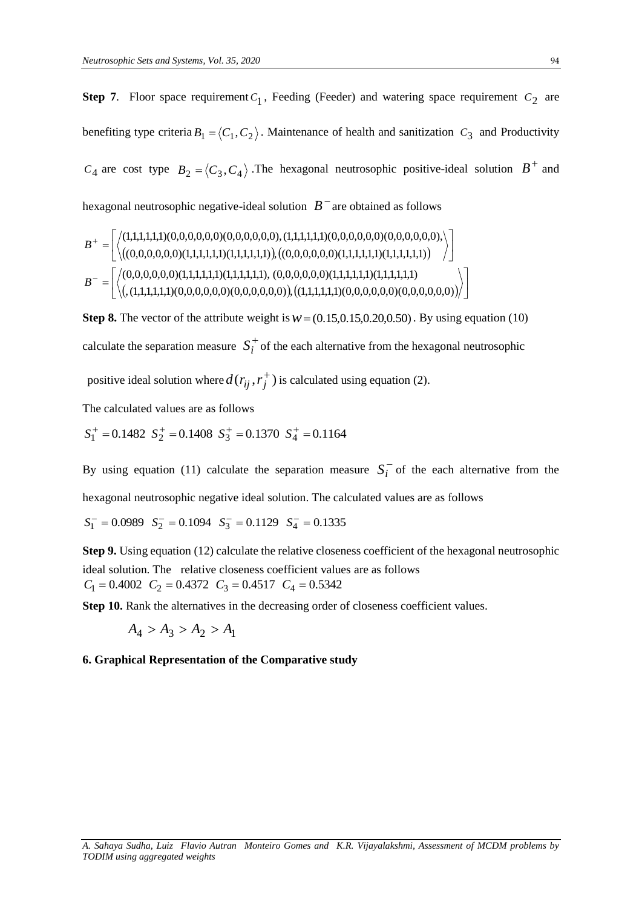**Step 7**. Floor space requirement $C_1$, Feeding (Feeder) and watering space requirement $C_2$ are benefiting type criteria $B_1 = \langle C_1, C_2 \rangle$. Maintenance of health and sanitization $C_3$ and Productivity $C_4$ are cost type $B_2 = \langle C_3, C_4 \rangle$. The hexagonal neutrosophic positive-ideal solution $B^+$ and hexagonal neutrosophic negative-ideal solution $B^-$ are obtained as follows

$$B^+ = \left[ \left\langle \begin{matrix} (1,1,1,1,1,1)(0,0,0,0,0,0)(0,0,0,0,0,0), (1,1,1,1,1,1)(0,0,0,0,0,0)(0,0,0,0,0,0), \\ ((0,0,0,0,0,0)(1,1,1,1,1,1)(1,1,1,1,1,1)), ((0,0,0,0,0,0)(1,1,1,1,1,1)(1,1,1,1,1,1)) \end{matrix} \right\rangle \right]$$

$$B^- = \left[ \left\langle \begin{matrix} (0,0,0,0,0,0)(1,1,1,1,1,1)(1,1,1,1,1,1), (0,0,0,0,0,0)(1,1,1,1,1,1)(1,1,1,1,1,1) \\ (, (1,1,1,1,1,1)(0,0,0,0,0,0)(0,0,0,0,0,0)), ((1,1,1,1,1,1)(0,0,0,0,0,0)(0,0,0,0,0,0)) \end{matrix} \right\rangle \right]$$

**Step 8.** The vector of the attribute weight is $w = (0.15, 0.15, 0.20, 0.50)$. By using equation (10) calculate the separation measure $S_i^+$ of the each alternative from the hexagonal neutrosophic positive ideal solution where $d(r_{ij}, r_j^+)$ is calculated using equation (2).

The calculated values are as follows

$S_1^+ = 0.1482$ $S_2^+ = 0.1408$ $S_3^+ = 0.1370$ $S_4^+ = 0.1164$

By using equation (11) calculate the separation measure $S_i^-$ of the each alternative from the hexagonal neutrosophic negative ideal solution. The calculated values are as follows

$S_1^- = 0.0989$ $S_2^- = 0.1094$ $S_3^- = 0.1129$ $S_4^- = 0.1335$

**Step 9.** Using equation (12) calculate the relative closeness coefficient of the hexagonal neutrosophic ideal solution. The relative closeness coefficient values are as follows
$C_1 = 0.4002$ $C_2 = 0.4372$ $C_3 = 0.4517$ $C_4 = 0.5342$

**Step 10.** Rank the alternatives in the decreasing order of closeness coefficient values.

$$A_4 > A_3 > A_2 > A_1$$

**6. Graphical Representation of the Comparative study**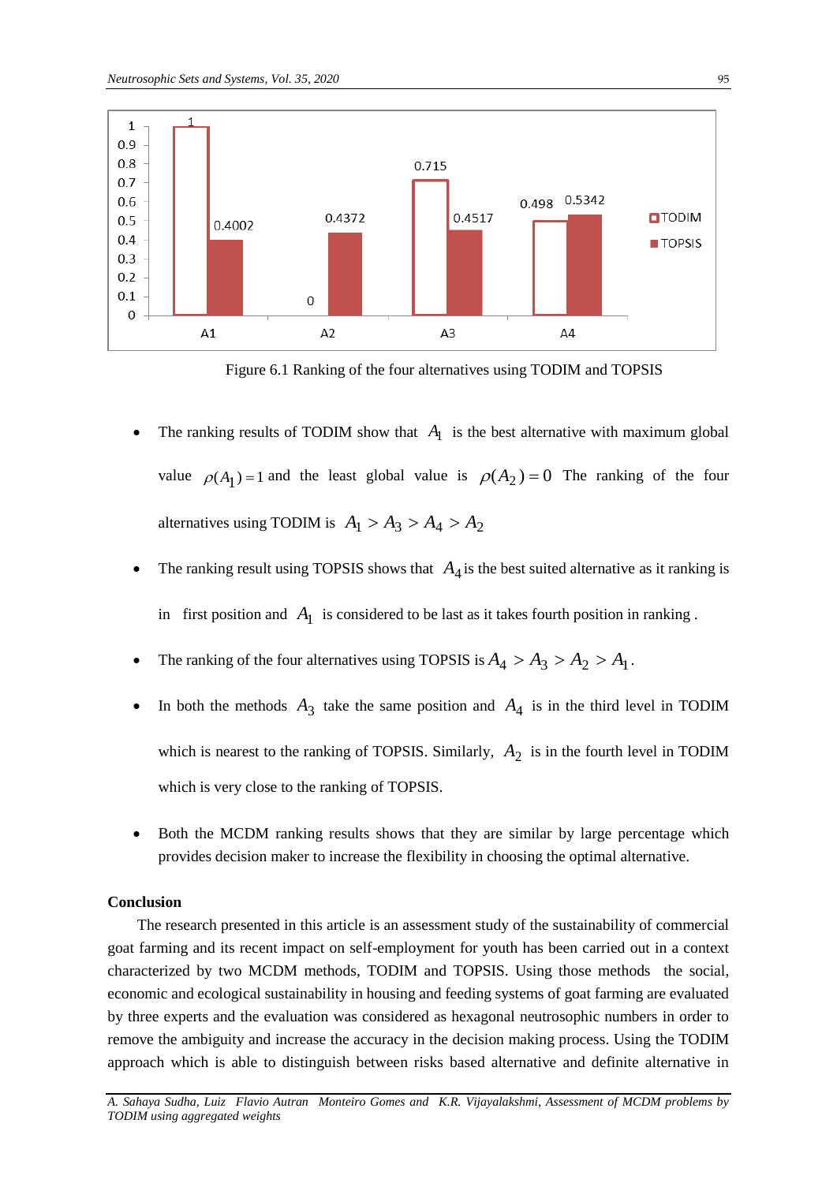Figure 6.1 Ranking of the four alternatives using TODIM and TOPSIS

- The ranking results of TODIM show that $A_1$ is the best alternative with maximum global value $\rho(A_1)=1$ and the least global value is $\rho(A_2)=0$ The ranking of the four alternatives using TODIM is $A_1 > A_3 > A_4 > A_2$
- The ranking result using TOPSIS shows that $A_4$ is the best suited alternative as it ranking is in first position and $A_1$ is considered to be last as it takes fourth position in ranking .
- The ranking of the four alternatives using TOPSIS is $A_4 > A_3 > A_2 > A_1$.
- In both the methods $A_3$ take the same position and $A_4$ is in the third level in TODIM which is nearest to the ranking of TOPSIS. Similarly, $A_2$ is in the fourth level in TODIM which is very close to the ranking of TOPSIS.
- Both the MCDM ranking results shows that they are similar by large percentage which provides decision maker to increase the flexibility in choosing the optimal alternative.

**Conclusion**

The research presented in this article is an assessment study of the sustainability of commercial goat farming and its recent impact on self-employment for youth has been carried out in a context characterized by two MCDM methods, TODIM and TOPSIS. Using those methods the social, economic and ecological sustainability in housing and feeding systems of goat farming are evaluated by three experts and the evaluation was considered as hexagonal neutrosophic numbers in order to remove the ambiguity and increase the accuracy in the decision making process. Using the TODIM approach which is able to distinguish between risks based alternative and definite alternative in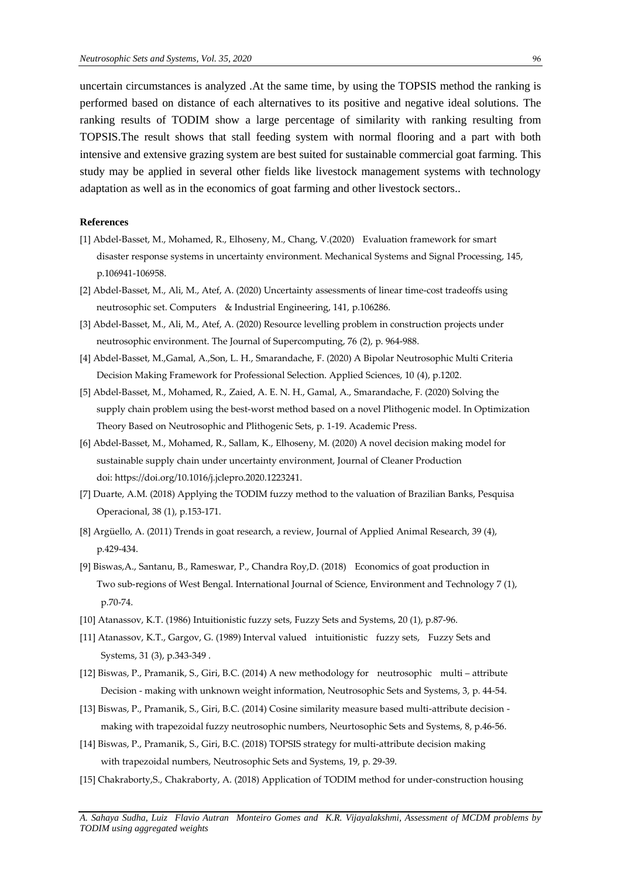uncertain circumstances is analyzed .At the same time, by using the TOPSIS method the ranking is performed based on distance of each alternatives to its positive and negative ideal solutions. The ranking results of TODIM show a large percentage of similarity with ranking resulting from TOPSIS.The result shows that stall feeding system with normal flooring and a part with both intensive and extensive grazing system are best suited for sustainable commercial goat farming. This study may be applied in several other fields like livestock management systems with technology adaptation as well as in the economics of goat farming and other livestock sectors..

**References**

[1] Abdel-Basset, M., Mohamed, R., Elhoseny, M., Chang, V.(2020) Evaluation framework for smart disaster response systems in uncertainty environment. Mechanical Systems and Signal Processing, 145, p.106941-106958.

[2] Abdel-Basset, M., Ali, M., Atef, A. (2020) Uncertainty assessments of linear time-cost tradeoffs using neutrosophic set. Computers & Industrial Engineering, 141, p.106286.

[3] Abdel-Basset, M., Ali, M., Atef, A. (2020) Resource levelling problem in construction projects under neutrosophic environment. The Journal of Supercomputing, 76 (2), p. 964-988.

[4] Abdel-Basset, M.,Gamal, A.,Son, L. H., Smarandache, F. (2020) A Bipolar Neutrosophic Multi Criteria Decision Making Framework for Professional Selection. Applied Sciences, 10 (4), p.1202.

[5] Abdel-Basset, M., Mohamed, R., Zaied, A. E. N. H., Gamal, A., Smarandache, F. (2020) Solving the supply chain problem using the best-worst method based on a novel Plithogenic model. In Optimization Theory Based on Neutrosophic and Plithogenic Sets, p. 1-19. Academic Press.

[6] Abdel-Basset, M., Mohamed, R., Sallam, K., Elhoseny, M. (2020) A novel decision making model for sustainable supply chain under uncertainty environment, Journal of Cleaner Production doi: https://doi.org/10.1016/j.jclepro.2020.1223241.

[7] Duarte, A.M. (2018) Applying the TODIM fuzzy method to the valuation of Brazilian Banks, Pesquisa Operacional, 38 (1), p.153-171.

[8] Argüello, A. (2011) Trends in goat research, a review, Journal of Applied Animal Research, 39 (4), p.429-434.

[9] Biswas,A., Santanu, B., Rameswar, P., Chandra Roy,D. (2018) Economics of goat production in Two sub-regions of West Bengal. International Journal of Science, Environment and Technology 7 (1), p.70-74.

[10] Atanassov, K.T. (1986) Intuitionistic fuzzy sets, Fuzzy Sets and Systems, 20 (1), p.87-96.

[11] Atanassov, K.T., Gargov, G. (1989) Interval valued intuitionistic fuzzy sets, Fuzzy Sets and Systems, 31 (3), p.343-349 .

[12] Biswas, P., Pramanik, S., Giri, B.C. (2014) A new methodology for neutrosophic multi – attribute Decision - making with unknown weight information, Neutrosophic Sets and Systems, 3, p. 44-54.

[13] Biswas, P., Pramanik, S., Giri, B.C. (2014) Cosine similarity measure based multi-attribute decision - making with trapezoidal fuzzy neutrosophic numbers, Neurtosophic Sets and Systems, 8, p.46-56.

[14] Biswas, P., Pramanik, S., Giri, B.C. (2018) TOPSIS strategy for multi-attribute decision making with trapezoidal numbers, Neutrosophic Sets and Systems, 19, p. 29-39.

[15] Chakraborty,S., Chakraborty, A. (2018) Application of TODIM method for under-construction housing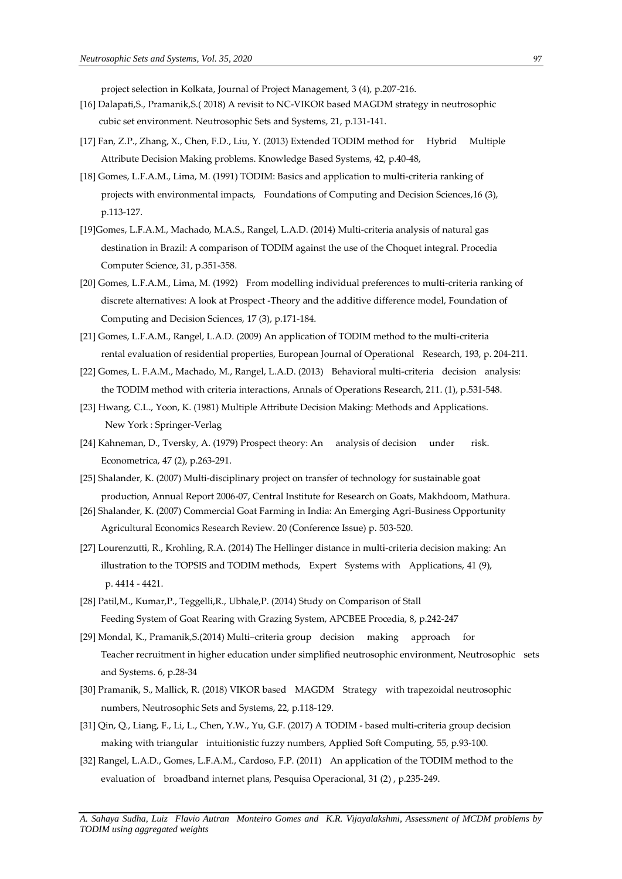project selection in Kolkata, Journal of Project Management, 3 (4), p.207-216.

[16] Dalapati,S., Pramanik,S.( 2018) A revisit to NC-VIKOR based MAGDM strategy in neutrosophic cubic set environment. Neutrosophic Sets and Systems, 21, p.131-141.

[17] Fan, Z.P., Zhang, X., Chen, F.D., Liu, Y. (2013) Extended TODIM method for Hybrid Multiple Attribute Decision Making problems. Knowledge Based Systems, 42, p.40-48,

[18] Gomes, L.F.A.M., Lima, M. (1991) TODIM: Basics and application to multi-criteria ranking of projects with environmental impacts, Foundations of Computing and Decision Sciences,16 (3), p.113-127.

[19]Gomes, L.F.A.M., Machado, M.A.S., Rangel, L.A.D. (2014) Multi-criteria analysis of natural gas destination in Brazil: A comparison of TODIM against the use of the Choquet integral. Procedia Computer Science, 31, p.351-358.

[20] Gomes, L.F.A.M., Lima, M. (1992) From modelling individual preferences to multi-criteria ranking of discrete alternatives: A look at Prospect -Theory and the additive difference model, Foundation of Computing and Decision Sciences, 17 (3), p.171-184.

[21] Gomes, L.F.A.M., Rangel, L.A.D. (2009) An application of TODIM method to the multi-criteria rental evaluation of residential properties, European Journal of Operational Research, 193, p. 204-211.

[22] Gomes, L. F.A.M., Machado, M., Rangel, L.A.D. (2013) Behavioral multi-criteria decision analysis: the TODIM method with criteria interactions, Annals of Operations Research, 211. (1), p.531-548.

[23] Hwang, C.L., Yoon, K. (1981) Multiple Attribute Decision Making: Methods and Applications. New York : Springer-Verlag

[24] Kahneman, D., Tversky, A. (1979) Prospect theory: An analysis of decision under risk. Econometrica, 47 (2), p.263-291.

[25] Shalander, K. (2007) Multi-disciplinary project on transfer of technology for sustainable goat production, Annual Report 2006-07, Central Institute for Research on Goats, Makhdoom, Mathura.

[26] Shalander, K. (2007) Commercial Goat Farming in India: An Emerging Agri-Business Opportunity Agricultural Economics Research Review. 20 (Conference Issue) p. 503-520.

[27] Lourenzutti, R., Krohling, R.A. (2014) The Hellinger distance in multi-criteria decision making: An illustration to the TOPSIS and TODIM methods, Expert Systems with Applications, 41 (9), p. 4414 - 4421.

[28] Patil,M., Kumar,P., Teggelli,R., Ubhale,P. (2014) Study on Comparison of Stall Feeding System of Goat Rearing with Grazing System, APCBEE Procedia, 8, p.242-247

[29] Mondal, K., Pramanik,S.(2014) Multi–criteria group decision making approach for Teacher recruitment in higher education under simplified neutrosophic environment, Neutrosophic sets and Systems. 6, p.28-34

[30] Pramanik, S., Mallick, R. (2018) VIKOR based MAGDM Strategy with trapezoidal neutrosophic numbers, Neutrosophic Sets and Systems, 22, p.118-129.

[31] Qin, Q., Liang, F., Li, L., Chen, Y.W., Yu, G.F. (2017) A TODIM - based multi-criteria group decision making with triangular intuitionistic fuzzy numbers, Applied Soft Computing, 55, p.93-100.

[32] Rangel, L.A.D., Gomes, L.F.A.M., Cardoso, F.P. (2011) An application of the TODIM method to the evaluation of broadband internet plans, Pesquisa Operacional, 31 (2) , p.235-249.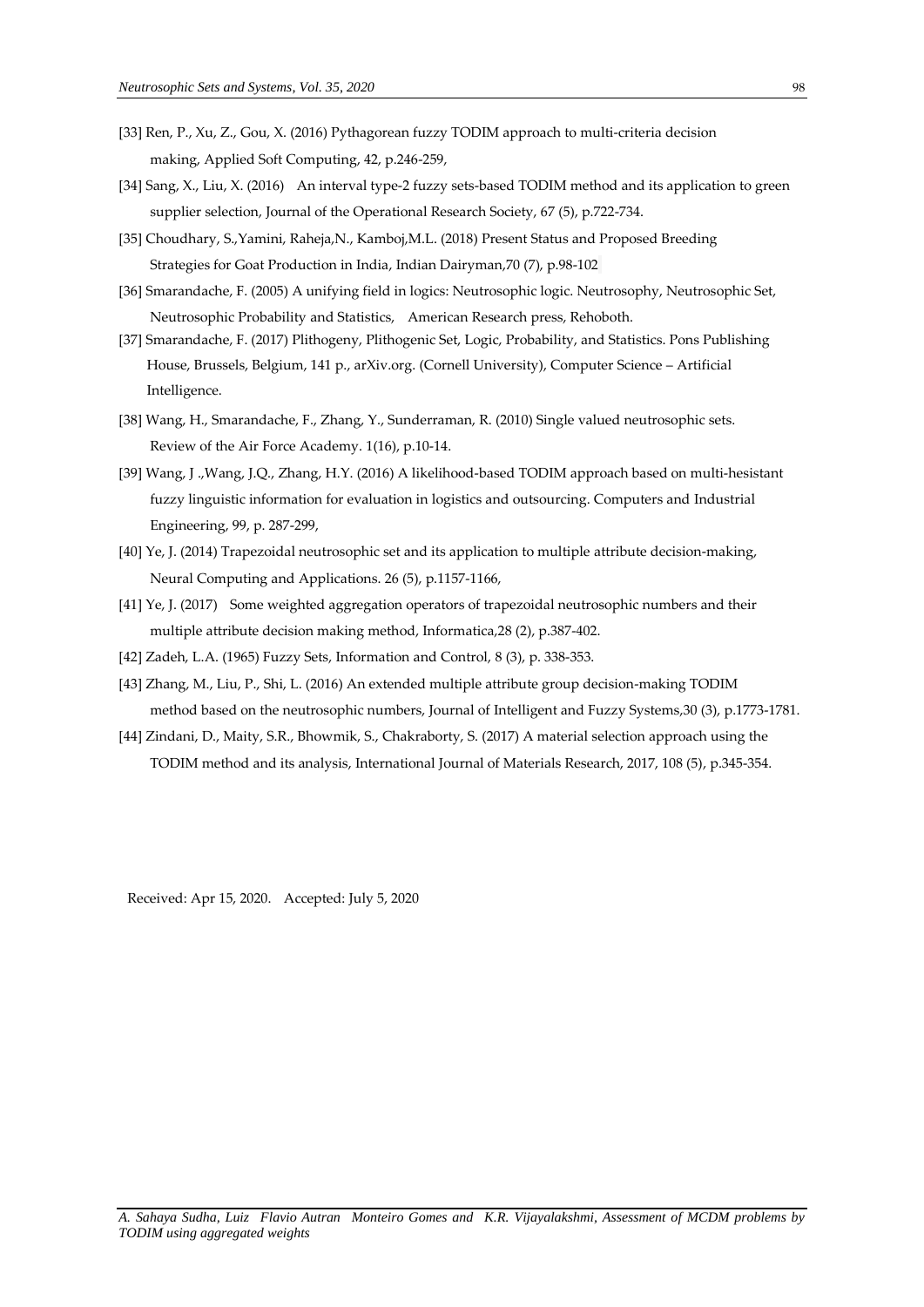[33] Ren, P., Xu, Z., Gou, X. (2016) Pythagorean fuzzy TODIM approach to multi-criteria decision making, Applied Soft Computing, 42, p.246-259,

[34] Sang, X., Liu, X. (2016) An interval type-2 fuzzy sets-based TODIM method and its application to green supplier selection, Journal of the Operational Research Society, 67 (5), p.722-734.

[35] Choudhary, S.,Yamini, Raheja,N., Kamboj,M.L. (2018) Present Status and Proposed Breeding Strategies for Goat Production in India, Indian Dairyman,70 (7), p.98-102

[36] Smarandache, F. (2005) A unifying field in logics: Neutrosophic logic. Neutrosophy, Neutrosophic Set, Neutrosophic Probability and Statistics, American Research press, Rehoboth.

[37] Smarandache, F. (2017) Plithogeny, Plithogenic Set, Logic, Probability, and Statistics. Pons Publishing House, Brussels, Belgium, 141 p., arXiv.org. (Cornell University), Computer Science – Artificial Intelligence.

[38] Wang, H., Smarandache, F., Zhang, Y., Sunderraman, R. (2010) Single valued neutrosophic sets. Review of the Air Force Academy. 1(16), p.10-14.

[39] Wang, J .,Wang, J.Q., Zhang, H.Y. (2016) A likelihood-based TODIM approach based on multi-hesistant fuzzy linguistic information for evaluation in logistics and outsourcing. Computers and Industrial Engineering, 99, p. 287-299,

[40] Ye, J. (2014) Trapezoidal neutrosophic set and its application to multiple attribute decision-making, Neural Computing and Applications. 26 (5), p.1157-1166,

[41] Ye, J. (2017) Some weighted aggregation operators of trapezoidal neutrosophic numbers and their multiple attribute decision making method, Informatica,28 (2), p.387-402.

[42] Zadeh, L.A. (1965) Fuzzy Sets, Information and Control, 8 (3), p. 338-353.

[43] Zhang, M., Liu, P., Shi, L. (2016) An extended multiple attribute group decision-making TODIM method based on the neutrosophic numbers, Journal of Intelligent and Fuzzy Systems,30 (3), p.1773-1781.

[44] Zindani, D., Maity, S.R., Bhowmik, S., Chakraborty, S. (2017) A material selection approach using the TODIM method and its analysis, International Journal of Materials Research, 2017, 108 (5), p.345-354.

Received: Apr 15, 2020. Accepted: July 5, 2020